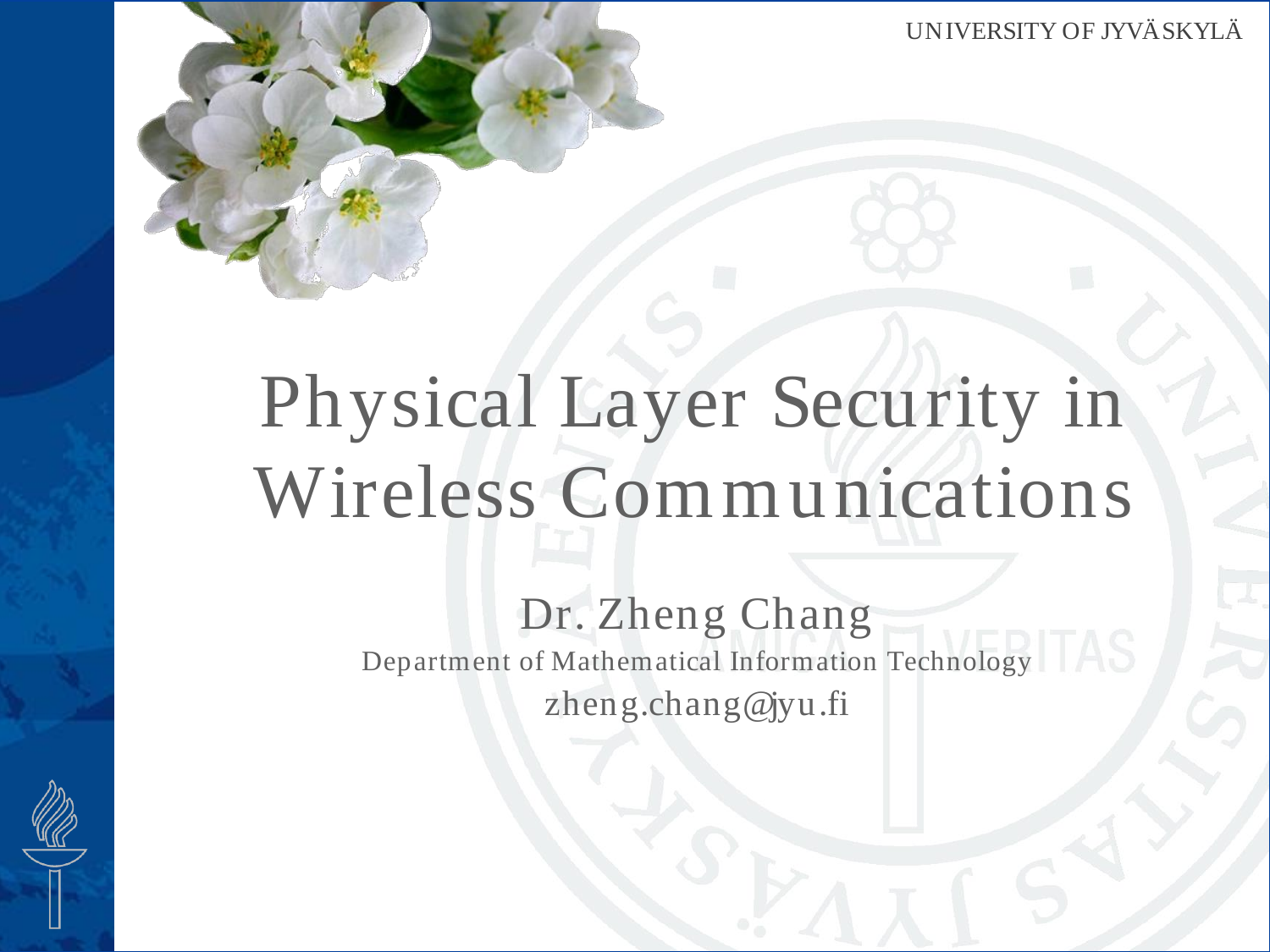# Physical Layer Security in Wireless Communications

Dr. Zheng Chang

Department of Mathematical Information Technology

zheng.chang@jyu.fi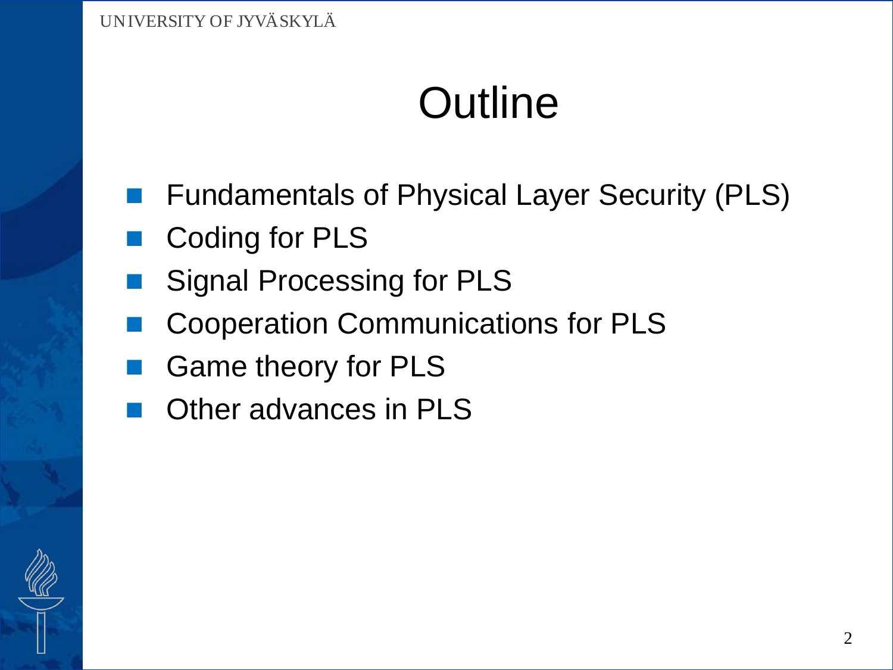# Outline

- Fundamentals of Physical Layer Security (PLS)
- Coding for PLS
- Signal Processing for PLS
- Cooperation Communications for PLS
- Game theory for PLS
- Other advances in PLS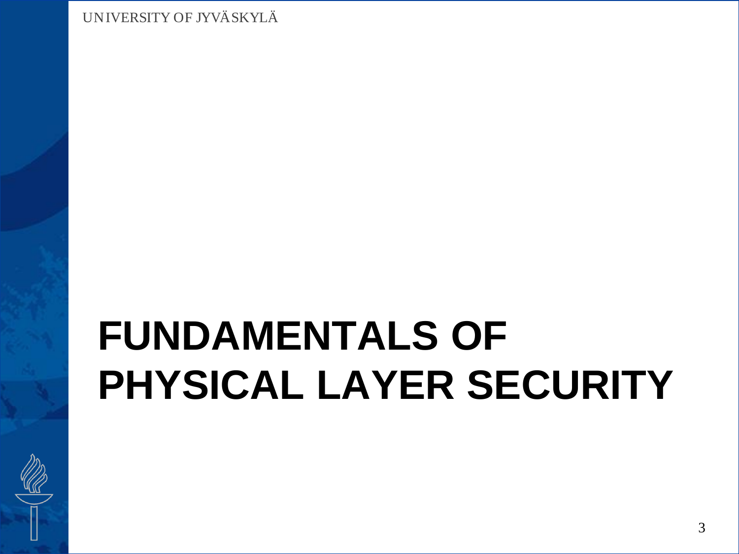# FUNDAMENTALS OF PHYSICAL LAYER SECURITY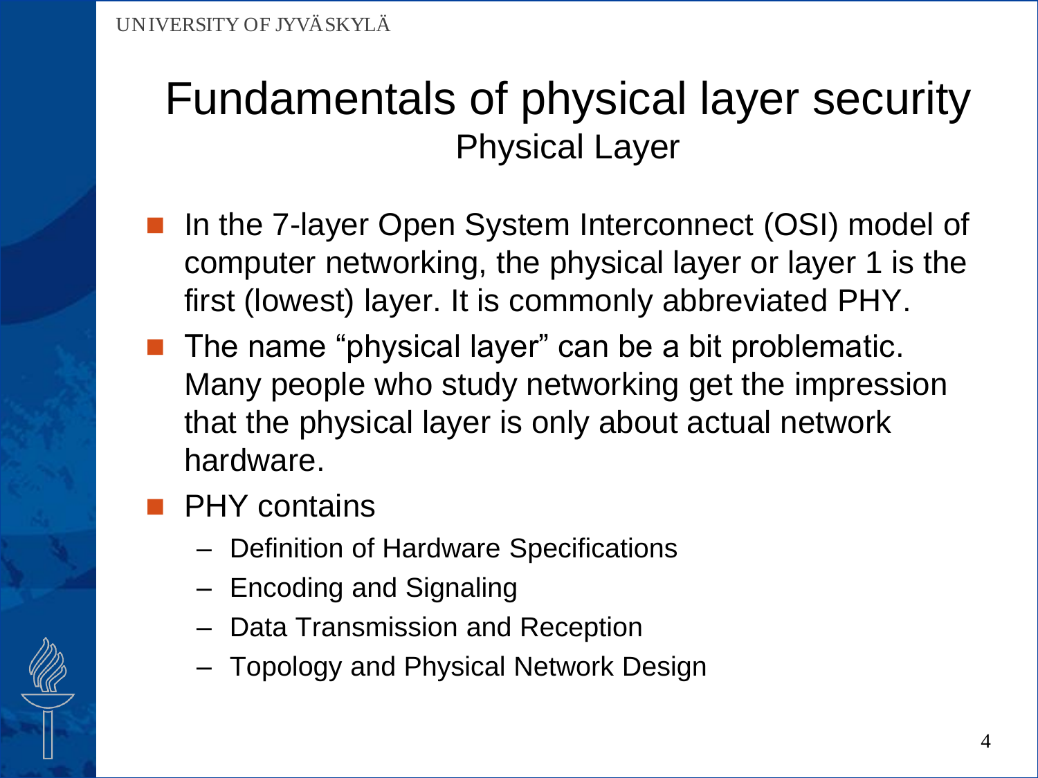# Fundamentals of physical layer security

## Physical Layer

- In the 7-layer Open System Interconnect (OSI) model of computer networking, the physical layer or layer 1 is the first (lowest) layer. It is commonly abbreviated PHY.
- The name “physical layer” can be a bit problematic. Many people who study networking get the impression that the physical layer is only about actual network hardware.
- PHY contains
  - Definition of Hardware Specifications
  - Encoding and Signaling
  - Data Transmission and Reception
  - Topology and Physical Network Design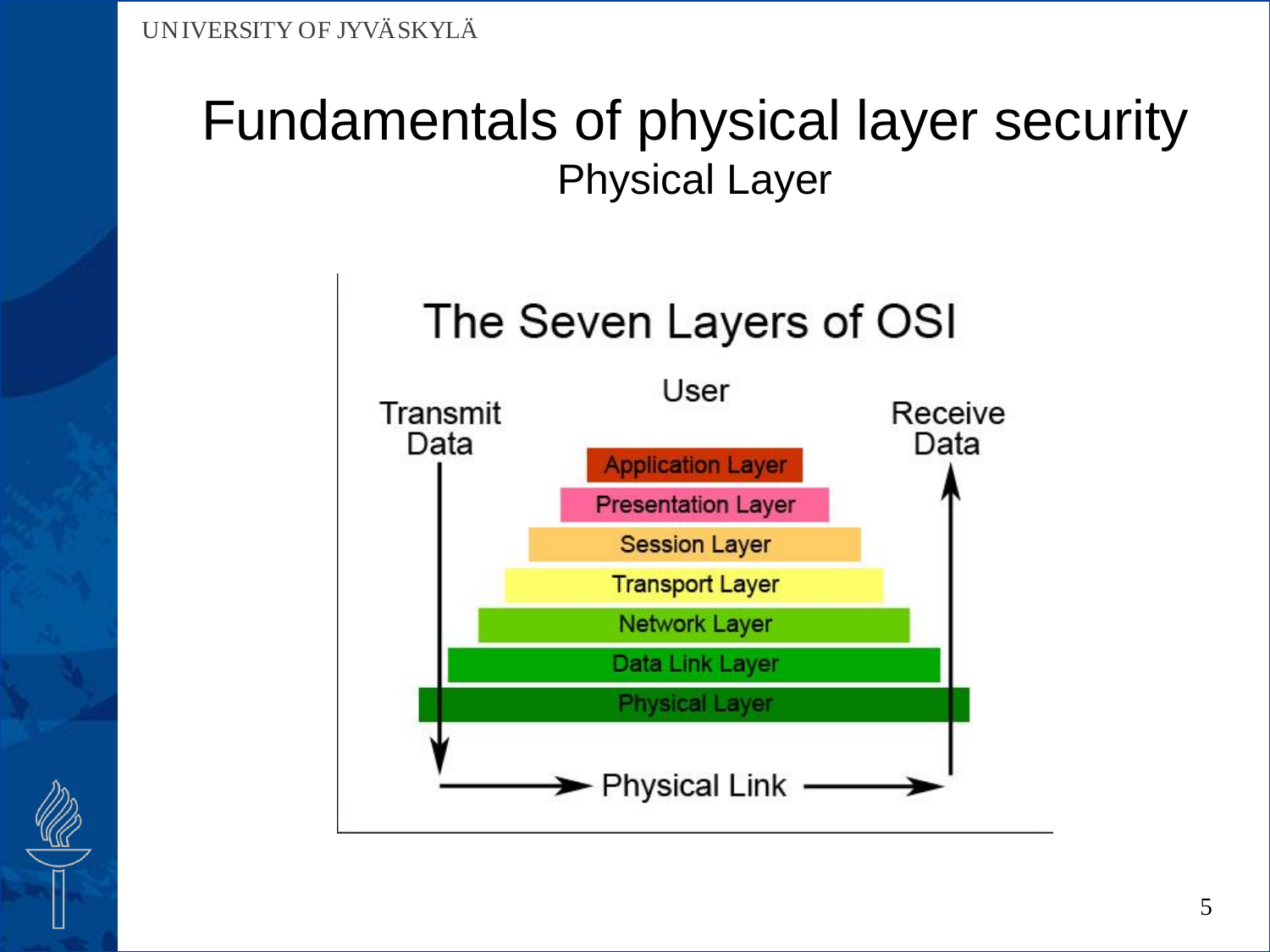# Fundamentals of physical layer security

## Physical Layer

The Seven Layers of OSI

User

Transmit Data

Receive Data

- Application Layer
- Presentation Layer
- Session Layer
- Transport Layer
- Network Layer
- Data Link Layer
- Physical Layer

Physical Link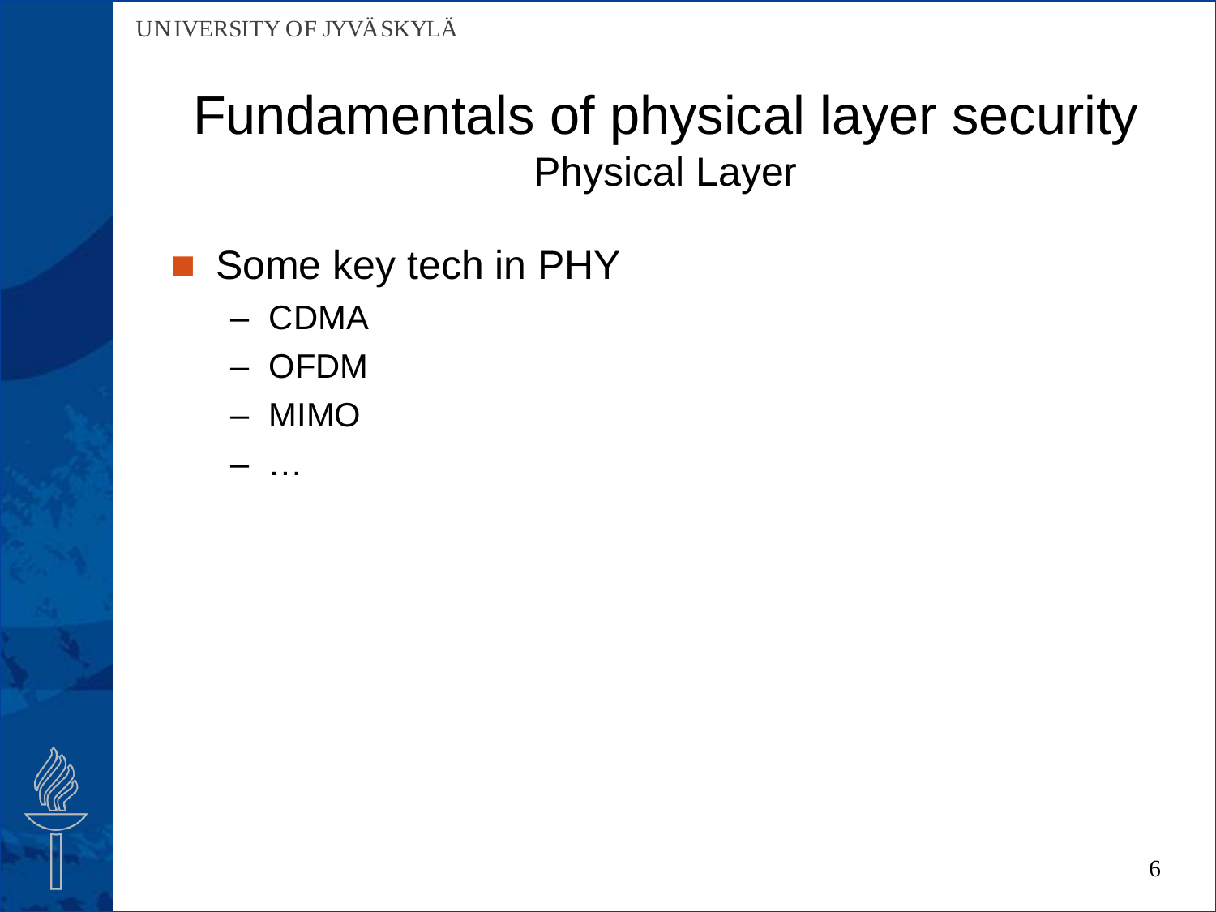# Fundamentals of physical layer security

## Physical Layer

- Some key tech in PHY
  - CDMA
  - OFDM
  - MIMO
  - …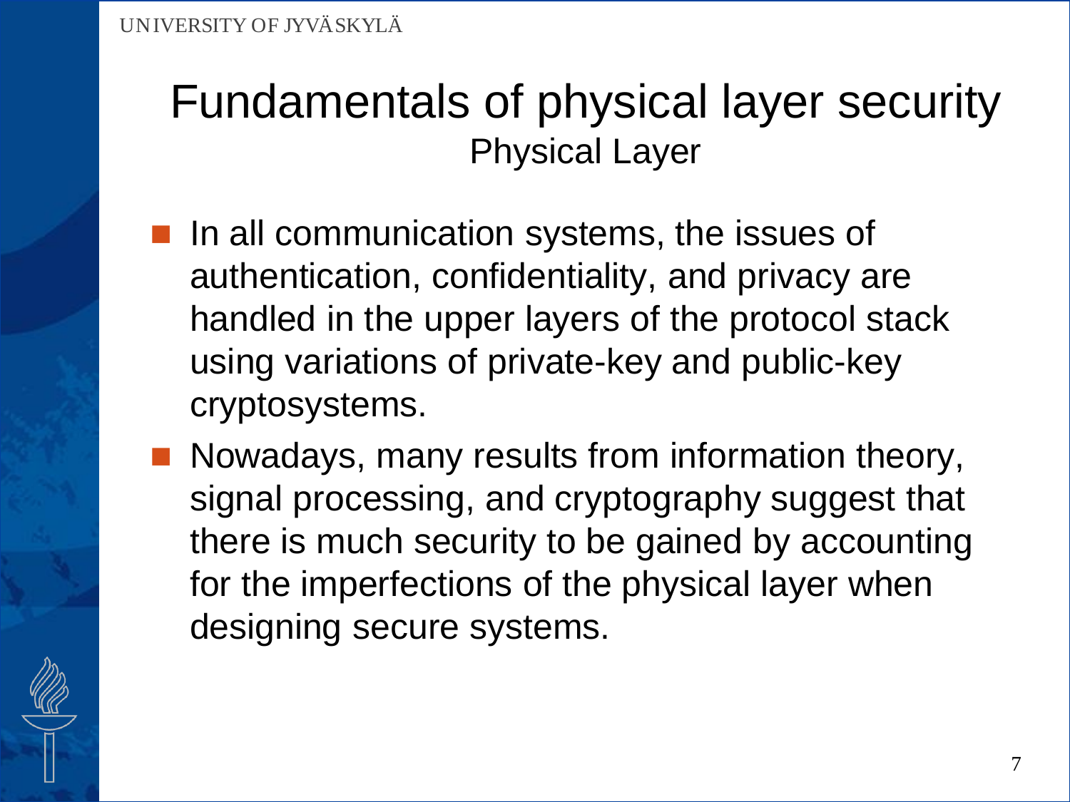# Fundamentals of physical layer security

## Physical Layer

- In all communication systems, the issues of authentication, confidentiality, and privacy are handled in the upper layers of the protocol stack using variations of private-key and public-key cryptosystems.
- Nowadays, many results from information theory, signal processing, and cryptography suggest that there is much security to be gained by accounting for the imperfections of the physical layer when designing secure systems.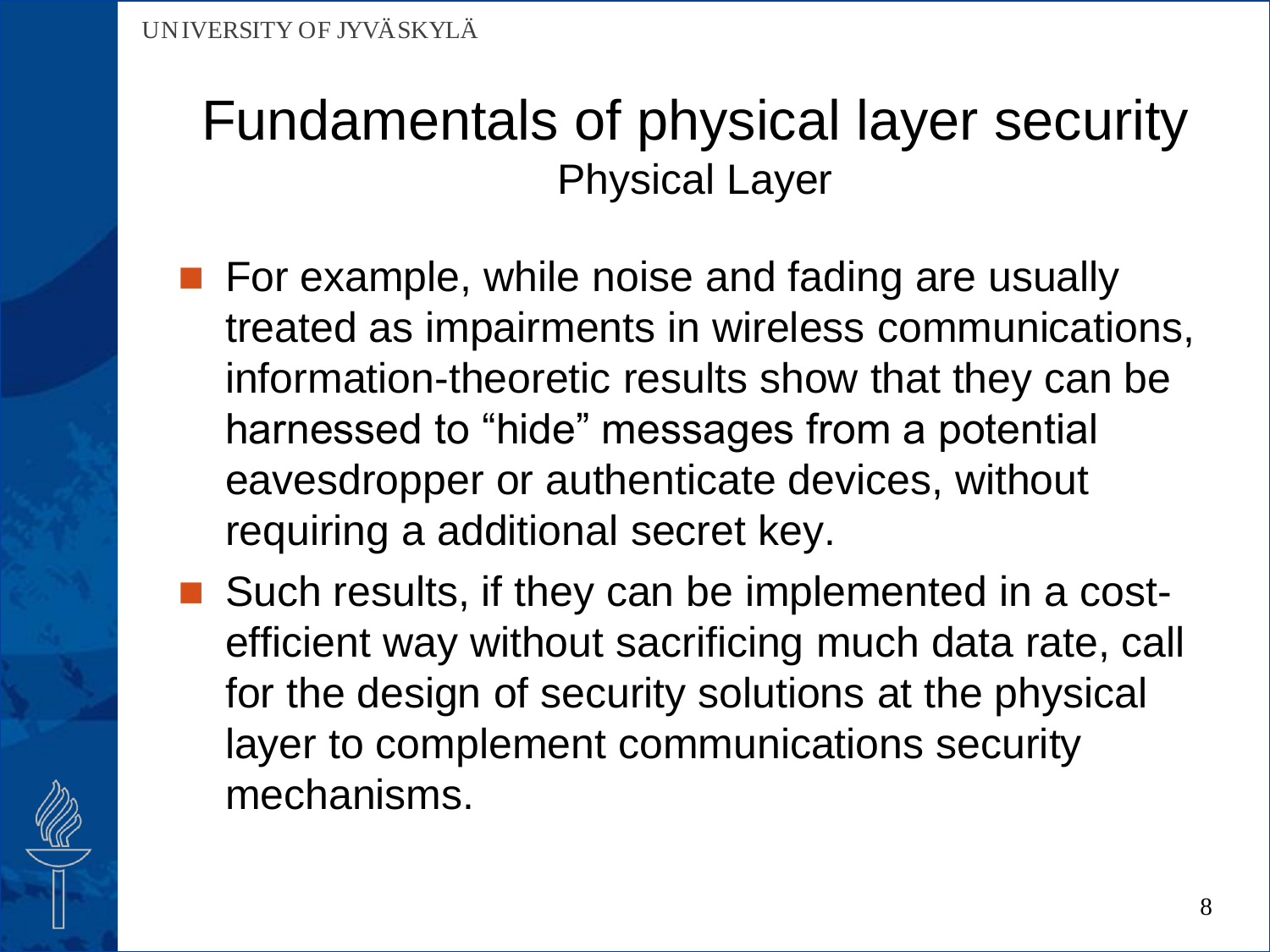# Fundamentals of physical layer security

## Physical Layer

- For example, while noise and fading are usually treated as impairments in wireless communications, information-theoretic results show that they can be harnessed to “hide” messages from a potential eavesdropper or authenticate devices, without requiring a additional secret key.
- Such results, if they can be implemented in a cost-efficient way without sacrificing much data rate, call for the design of security solutions at the physical layer to complement communications security mechanisms.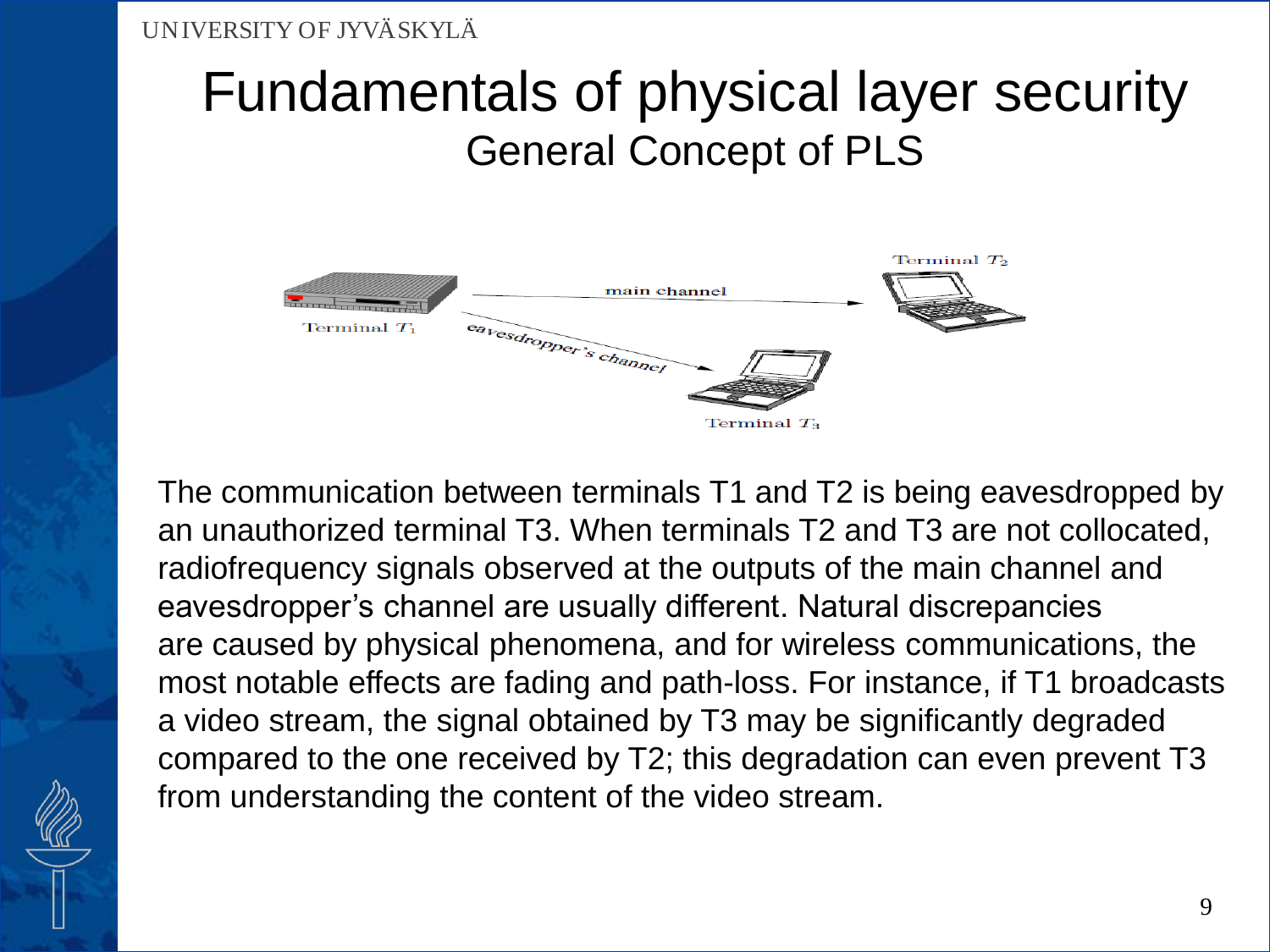# Fundamentals of physical layer security

## General Concept of PLS

The communication between terminals T1 and T2 is being eavesdropped by an unauthorized terminal T3. When terminals T2 and T3 are not collocated, radiofrequency signals observed at the outputs of the main channel and eavesdropper's channel are usually different. Natural discrepancies are caused by physical phenomena, and for wireless communications, the most notable effects are fading and path-loss. For instance, if T1 broadcasts a video stream, the signal obtained by T3 may be significantly degraded compared to the one received by T2; this degradation can even prevent T3 from understanding the content of the video stream.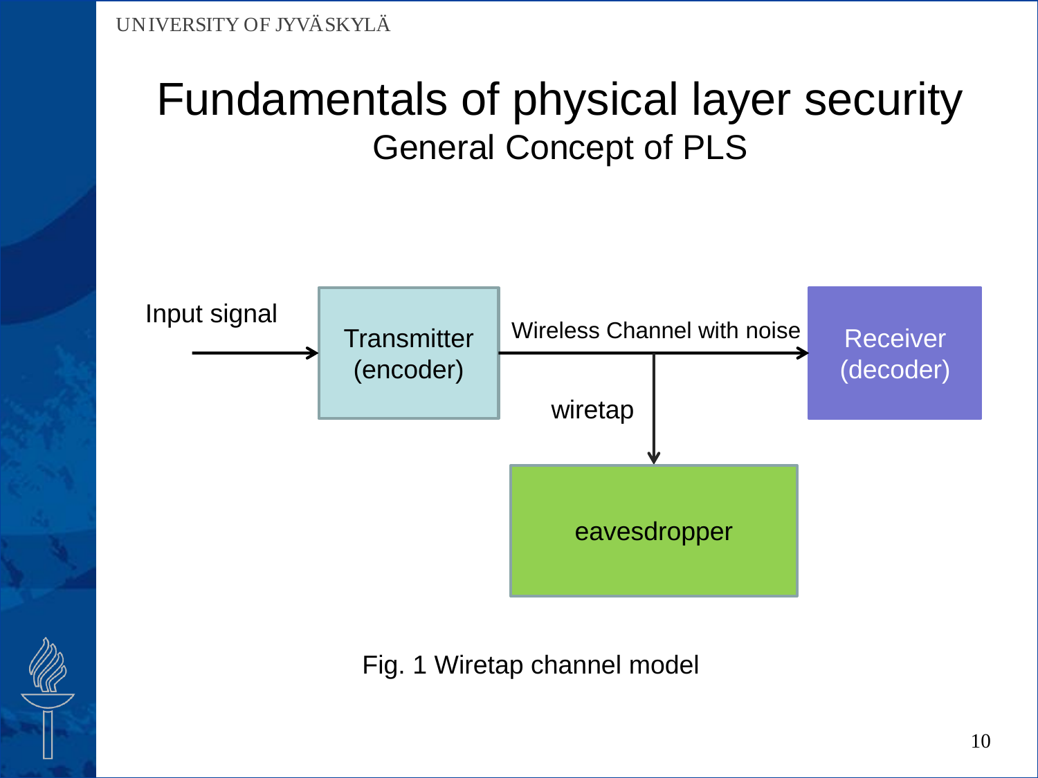# Fundamentals of physical layer security

## General Concept of PLS

Input signal → Transmitter (encoder) → Wireless Channel with noise → Receiver (decoder)

wiretap → eavesdropper

Fig. 1 Wiretap channel model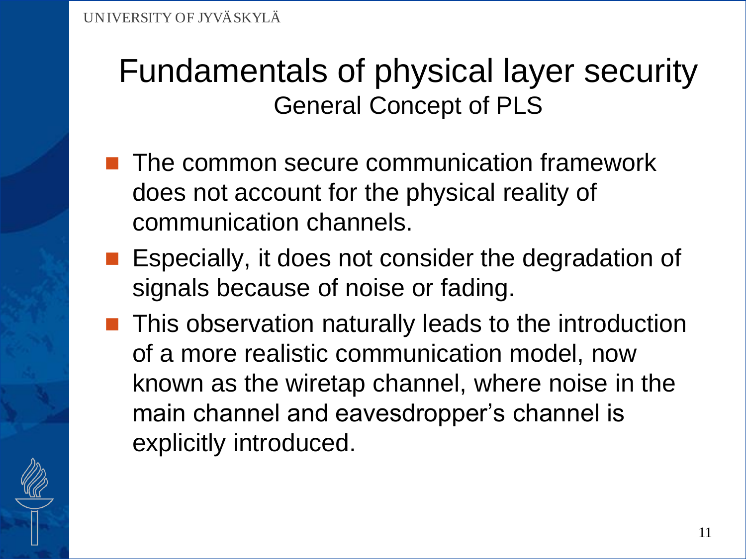# Fundamentals of physical layer security

## General Concept of PLS

- The common secure communication framework does not account for the physical reality of communication channels.
- Especially, it does not consider the degradation of signals because of noise or fading.
- This observation naturally leads to the introduction of a more realistic communication model, now known as the wiretap channel, where noise in the main channel and eavesdropper's channel is explicitly introduced.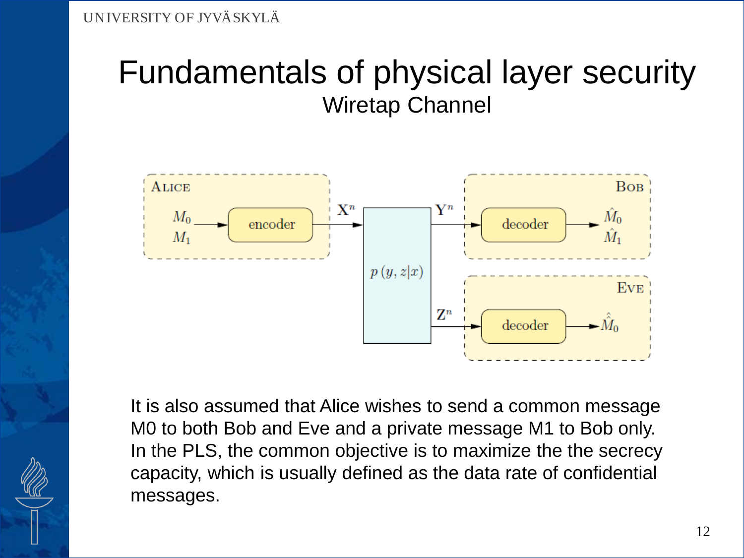# Fundamentals of physical layer security

## Wiretap Channel

It is also assumed that Alice wishes to send a common message M0 to both Bob and Eve and a private message M1 to Bob only. In the PLS, the common objective is to maximize the the secrecy capacity, which is usually defined as the data rate of confidential messages.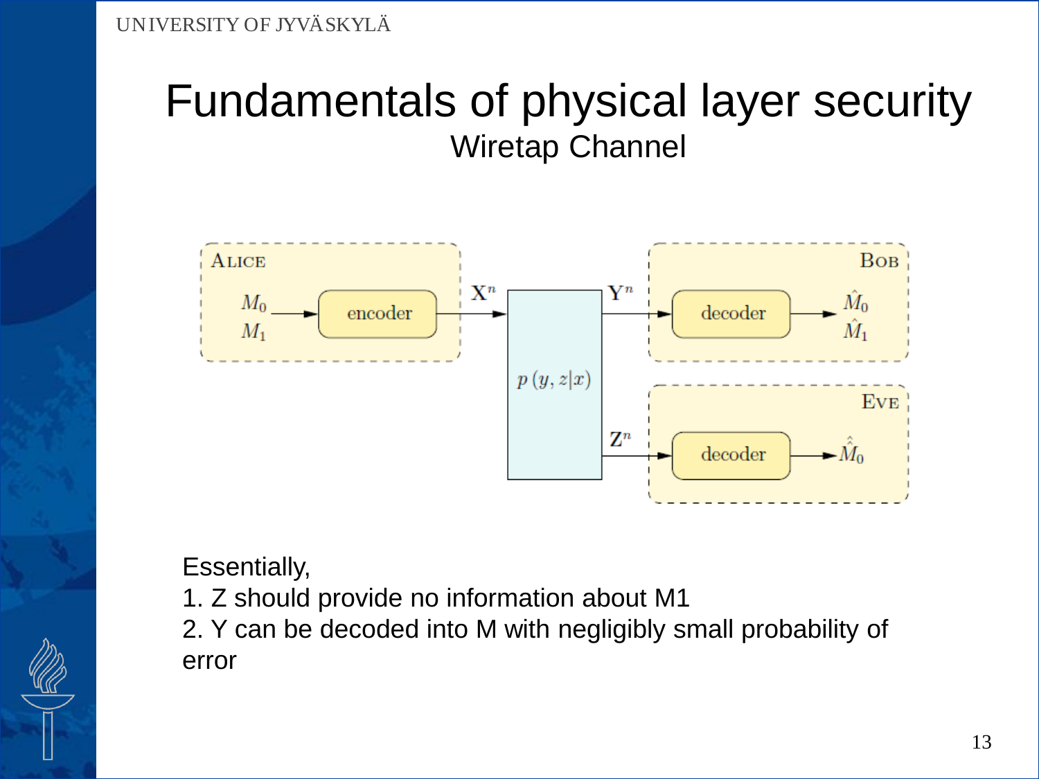# Fundamentals of physical layer security

## Wiretap Channel

Essentially,

1. Z should provide no information about M1
2. Y can be decoded into M with negligibly small probability of error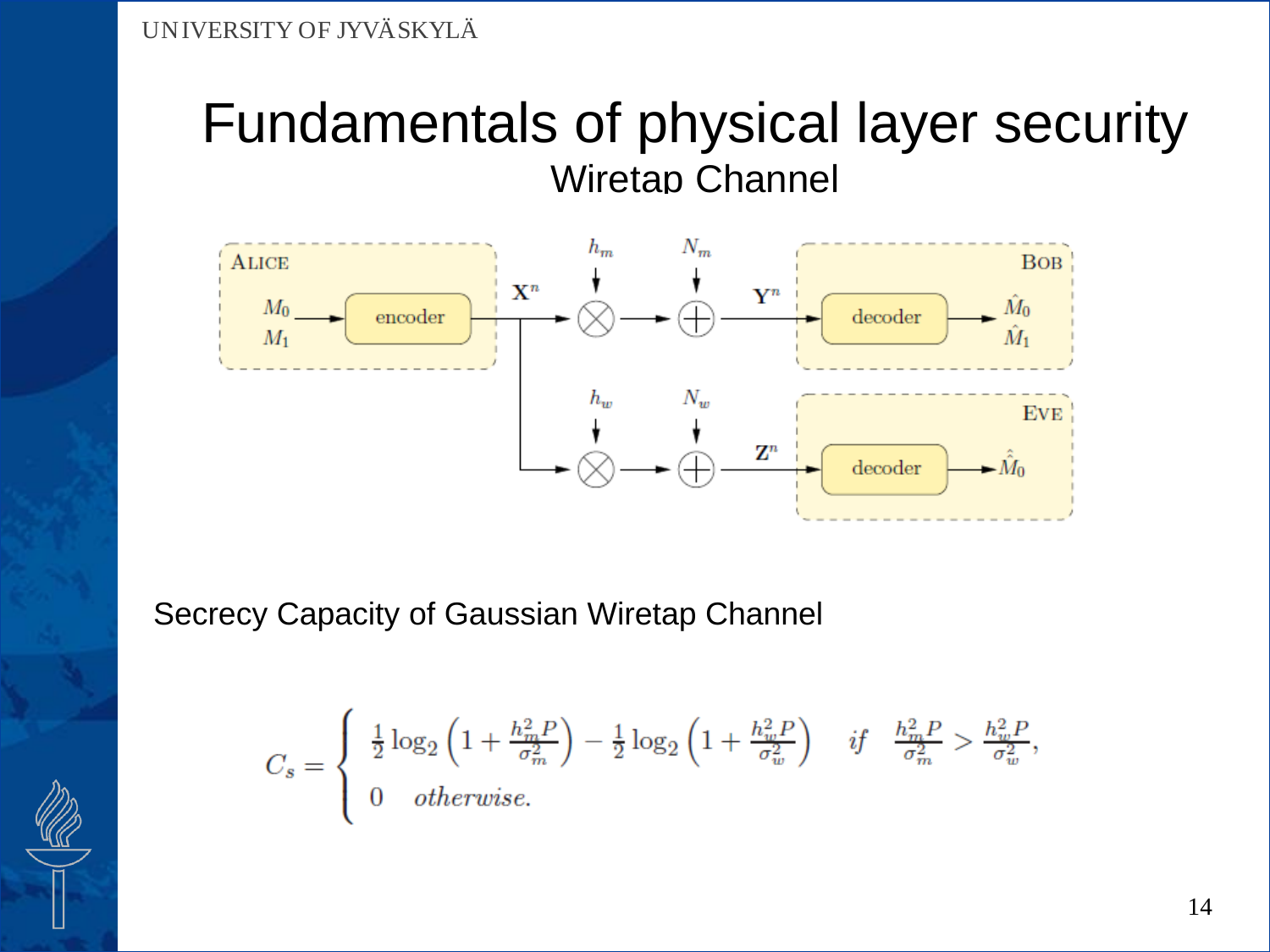# Fundamentals of physical layer security

## Wiretap Channel

Secrecy Capacity of Gaussian Wiretap Channel

$$C_s = \begin{cases} \frac{1}{2}\log_2\left(1 + \frac{h_m^2 P}{\sigma_m^2}\right) - \frac{1}{2}\log_2\left(1 + \frac{h_w^2 P}{\sigma_w^2}\right) & \text{if} \quad \frac{h_m^2 P}{\sigma_m^2} > \frac{h_w^2 P}{\sigma_w^2}, \\ 0 \quad \text{otherwise.} \end{cases}$$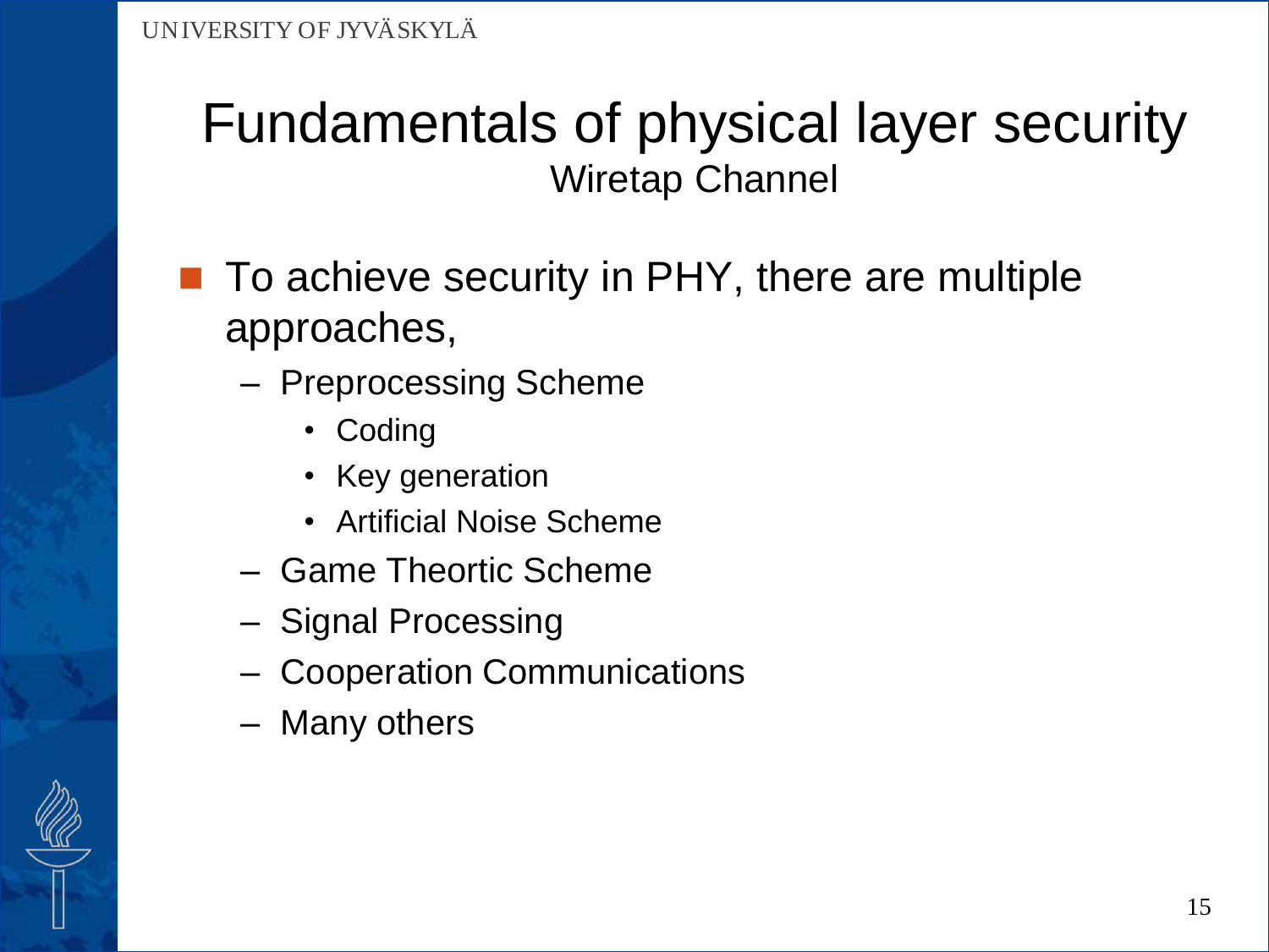# Fundamentals of physical layer security

## Wiretap Channel

- To achieve security in PHY, there are multiple approaches,
  - Preprocessing Scheme
    - Coding
    - Key generation
    - Artificial Noise Scheme
  - Game Theortic Scheme
  - Signal Processing
  - Cooperation Communications
  - Many others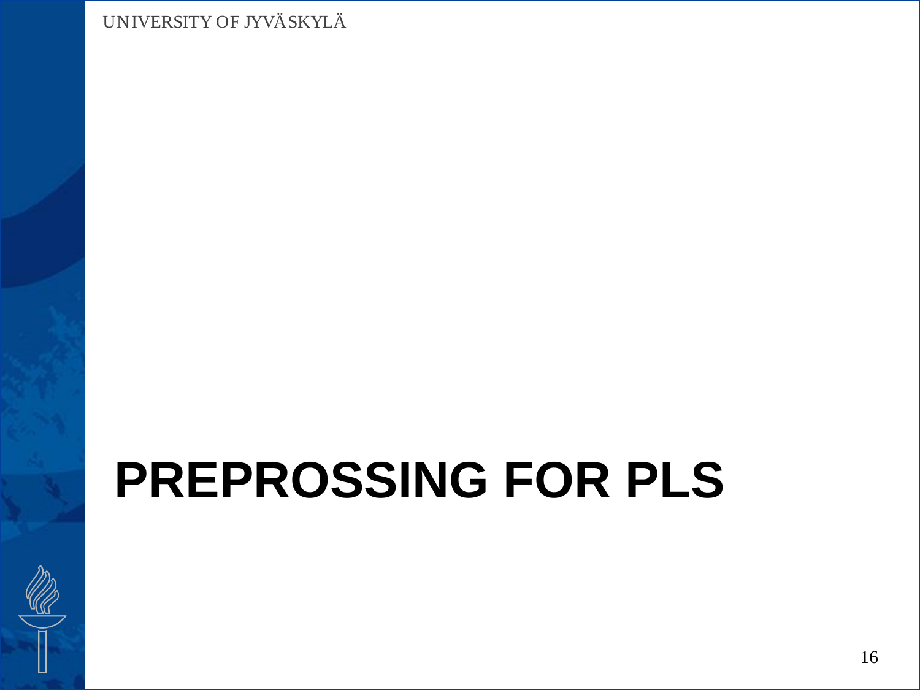# PREPROSSING FOR PLS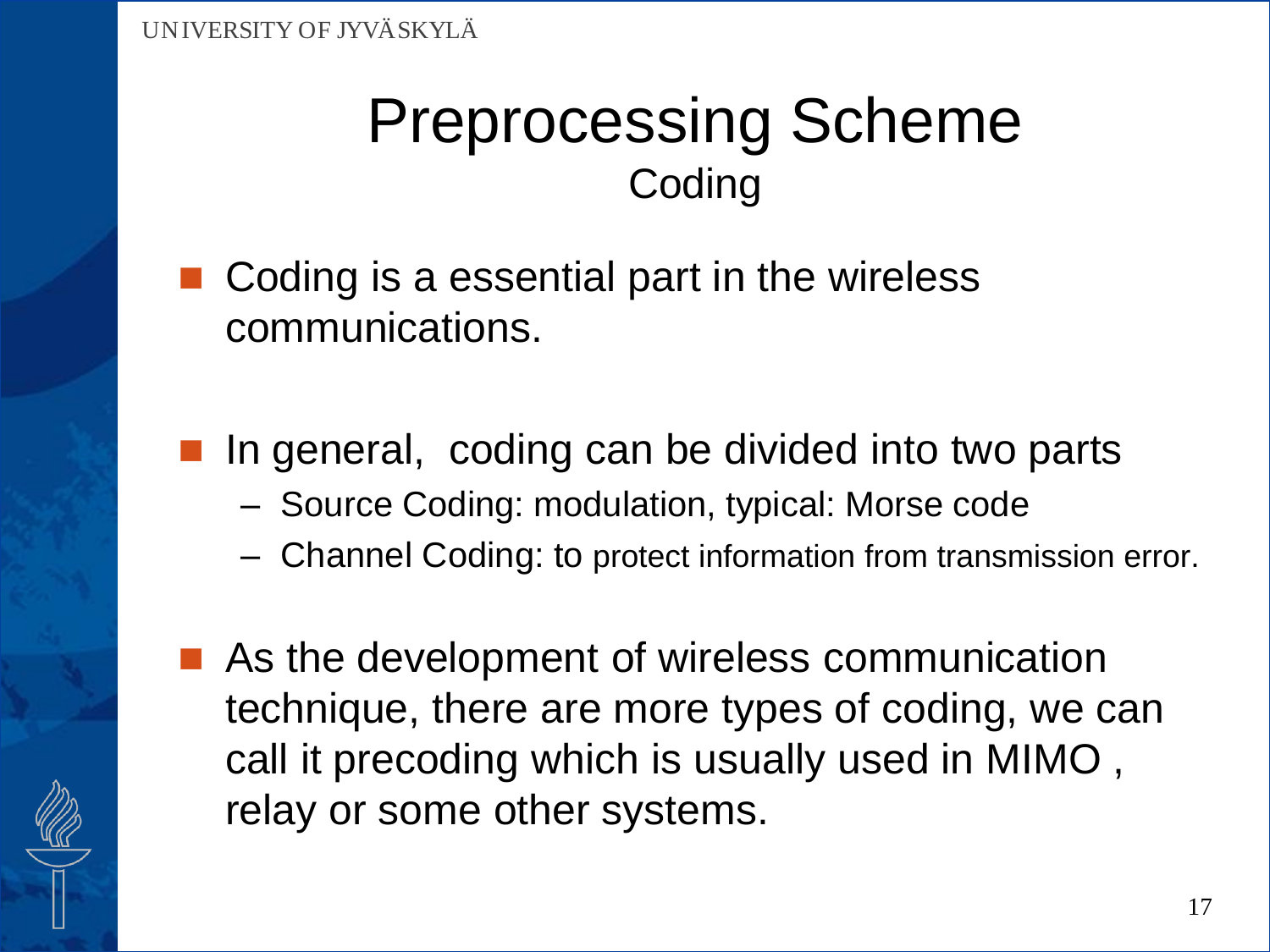# Preprocessing Scheme

## Coding

- Coding is a essential part in the wireless communications.

- In general, coding can be divided into two parts
  - Source Coding: modulation, typical: Morse code
  - Channel Coding: to protect information from transmission error.

- As the development of wireless communication technique, there are more types of coding, we can call it precoding which is usually used in MIMO , relay or some other systems.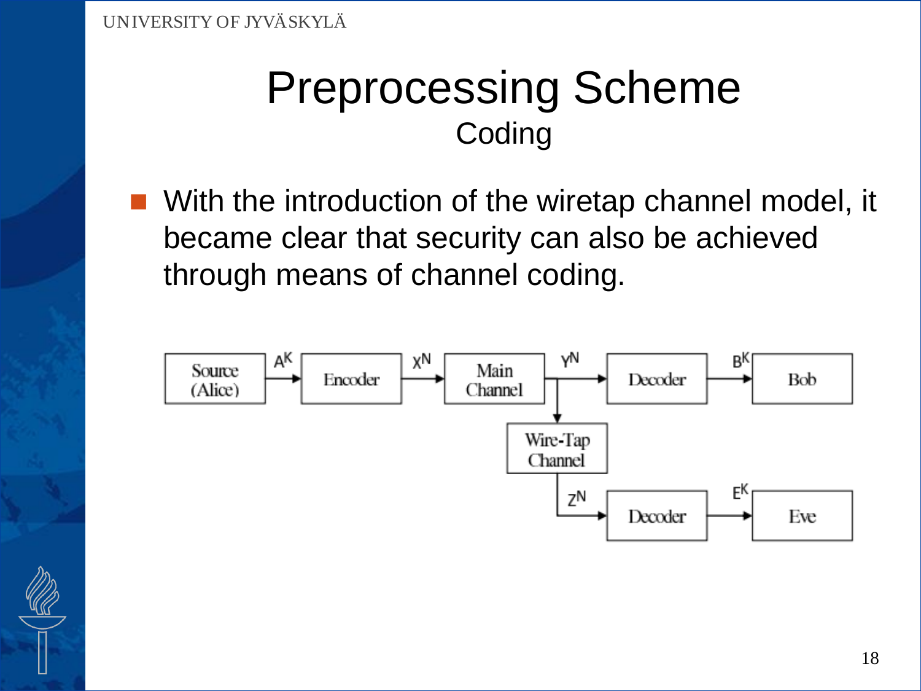# Preprocessing Scheme

## Coding

- With the introduction of the wiretap channel model, it became clear that security can also be achieved through means of channel coding.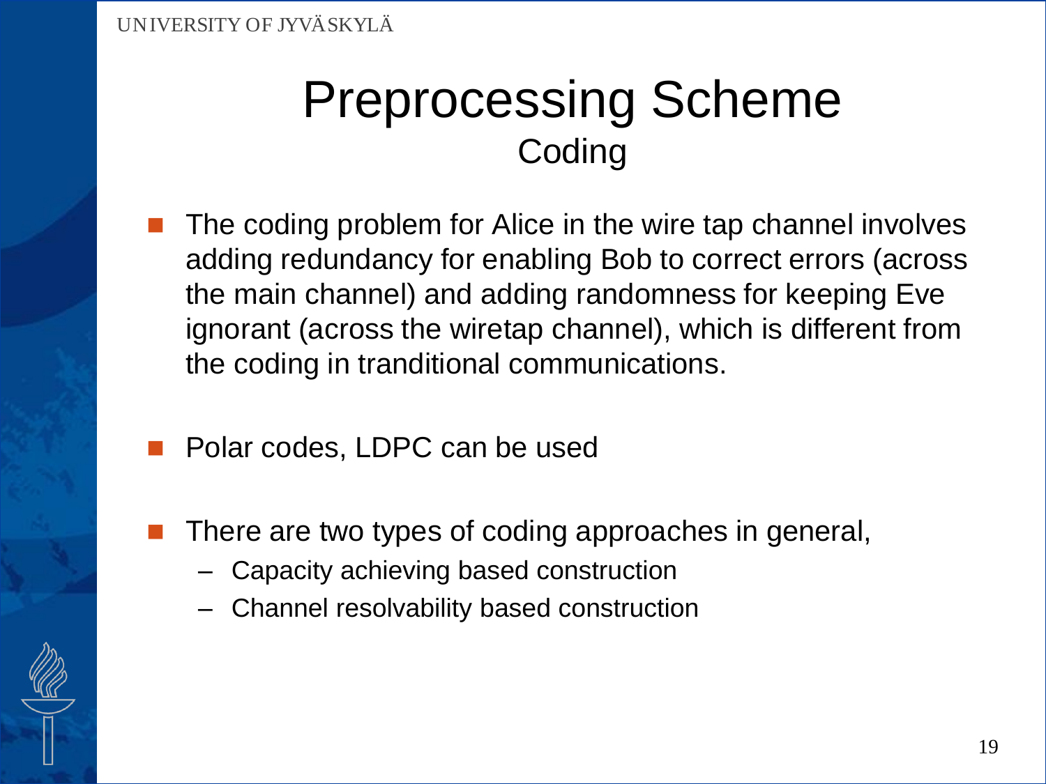# Preprocessing Scheme

## Coding

- The coding problem for Alice in the wire tap channel involves adding redundancy for enabling Bob to correct errors (across the main channel) and adding randomness for keeping Eve ignorant (across the wiretap channel), which is different from the coding in tranditional communications.

- Polar codes, LDPC can be used

- There are two types of coding approaches in general,
  - Capacity achieving based construction
  - Channel resolvability based construction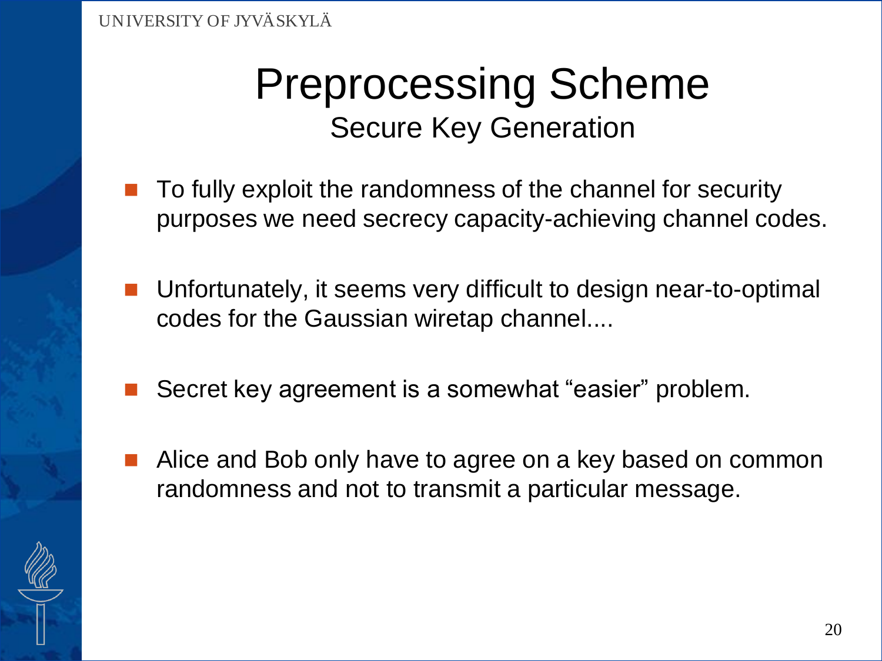# Preprocessing Scheme

## Secure Key Generation

- To fully exploit the randomness of the channel for security purposes we need secrecy capacity-achieving channel codes.
- Unfortunately, it seems very difficult to design near-to-optimal codes for the Gaussian wiretap channel....
- Secret key agreement is a somewhat “easier” problem.
- Alice and Bob only have to agree on a key based on common randomness and not to transmit a particular message.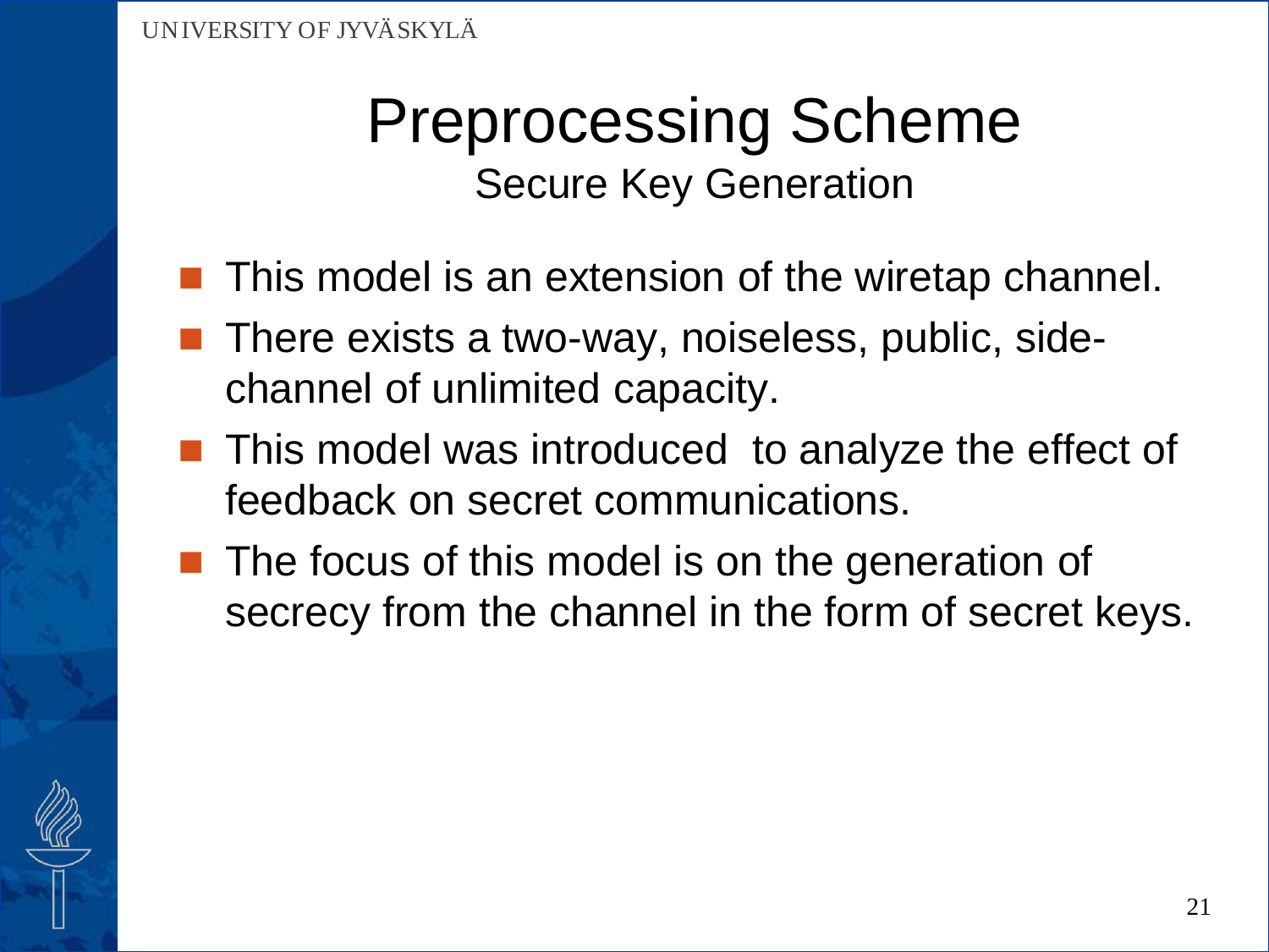# Preprocessing Scheme

## Secure Key Generation

- This model is an extension of the wiretap channel.
- There exists a two-way, noiseless, public, side-channel of unlimited capacity.
- This model was introduced to analyze the effect of feedback on secret communications.
- The focus of this model is on the generation of secrecy from the channel in the form of secret keys.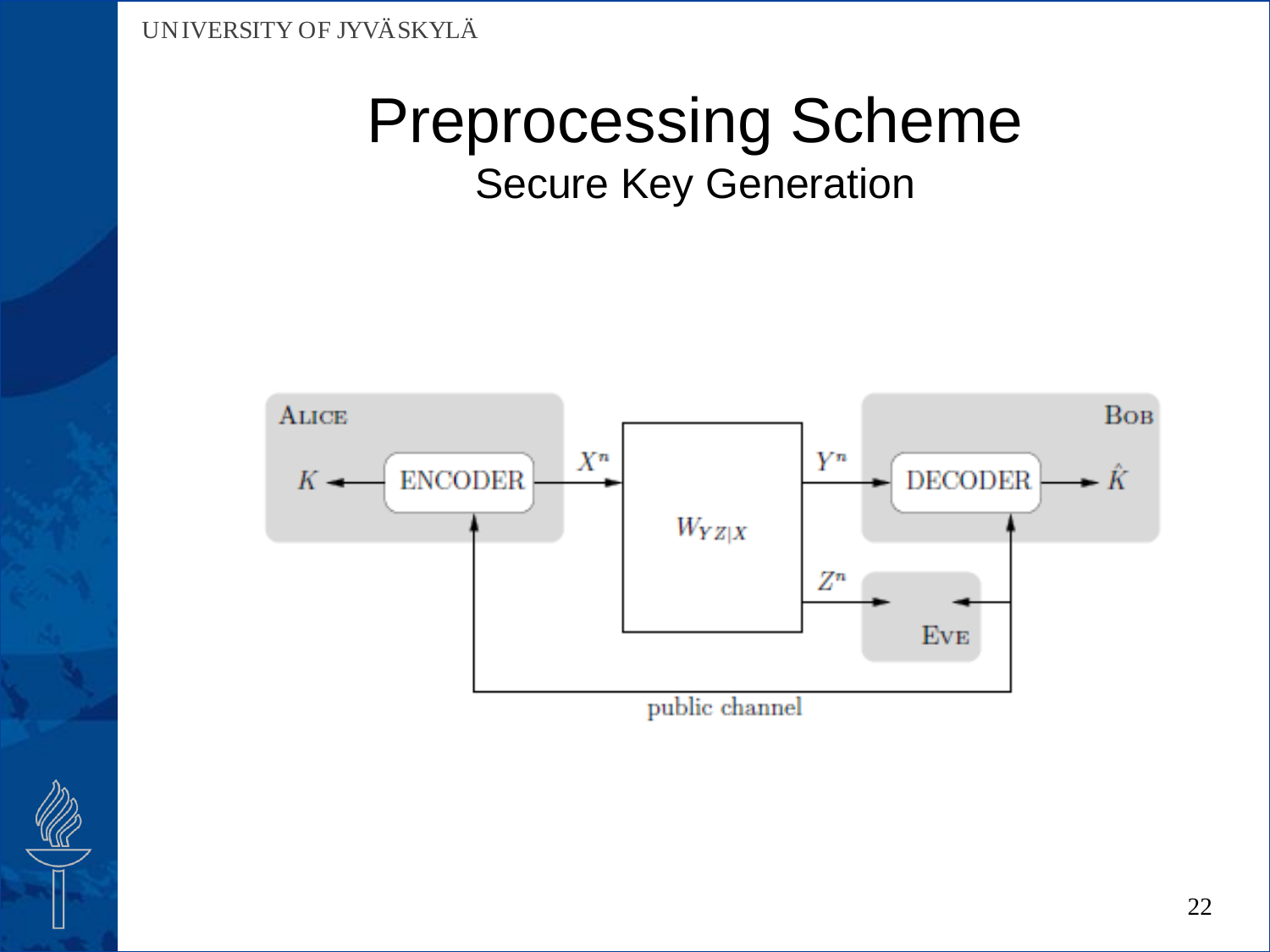# Preprocessing Scheme

## Secure Key Generation

ALICE

$K$ ← ENCODER → $X^n$ → $W_{YZ|X}$ → $Y^n$ → DECODER → $\hat{K}$

BOB

$Z^n$ → EVE

public channel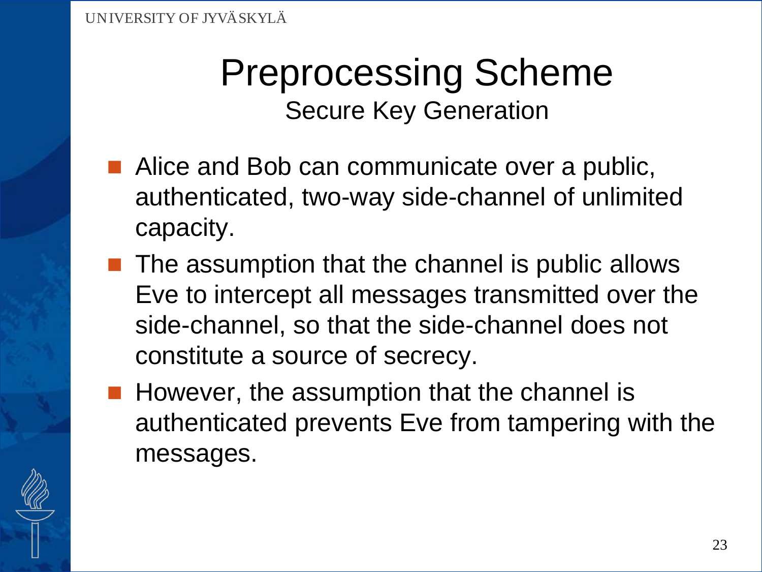# Preprocessing Scheme

## Secure Key Generation

- Alice and Bob can communicate over a public, authenticated, two-way side-channel of unlimited capacity.
- The assumption that the channel is public allows Eve to intercept all messages transmitted over the side-channel, so that the side-channel does not constitute a source of secrecy.
- However, the assumption that the channel is authenticated prevents Eve from tampering with the messages.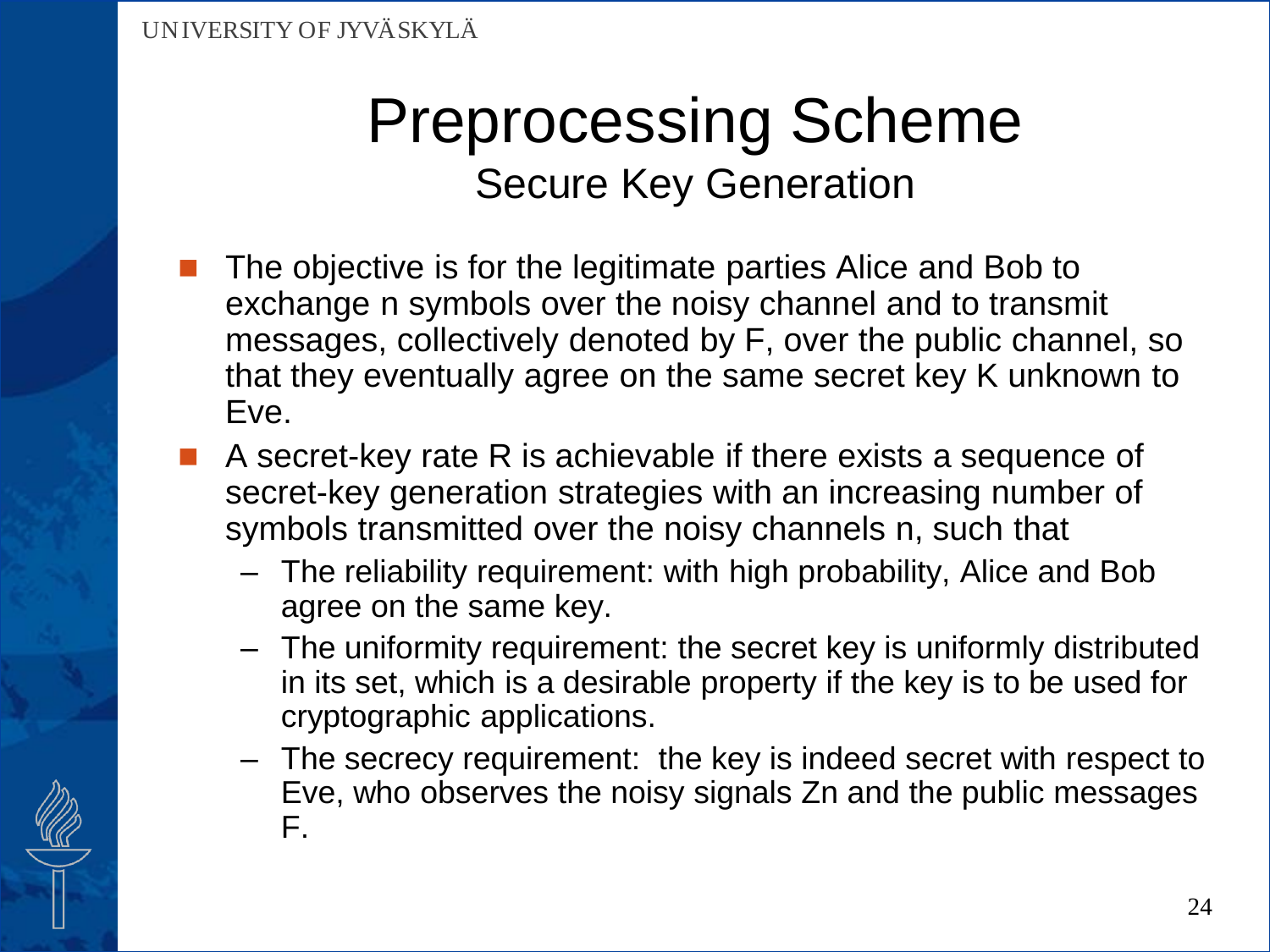# Preprocessing Scheme

## Secure Key Generation

- The objective is for the legitimate parties Alice and Bob to exchange n symbols over the noisy channel and to transmit messages, collectively denoted by F, over the public channel, so that they eventually agree on the same secret key K unknown to Eve.
- A secret-key rate R is achievable if there exists a sequence of secret-key generation strategies with an increasing number of symbols transmitted over the noisy channels n, such that
  - The reliability requirement: with high probability, Alice and Bob agree on the same key.
  - The uniformity requirement: the secret key is uniformly distributed in its set, which is a desirable property if the key is to be used for cryptographic applications.
  - The secrecy requirement: the key is indeed secret with respect to Eve, who observes the noisy signals $Z^n$ and the public messages F.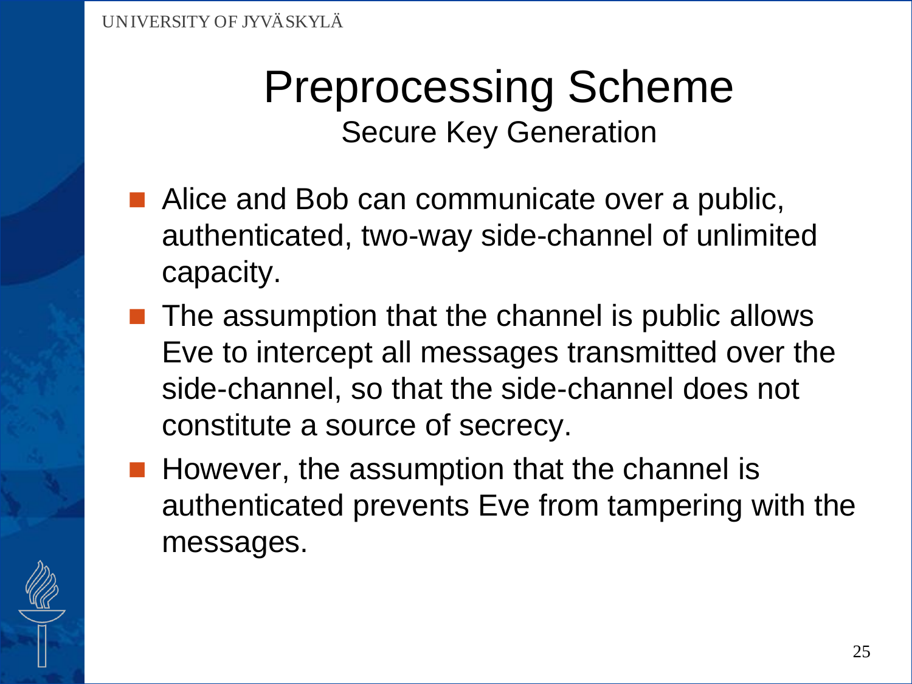# Preprocessing Scheme

## Secure Key Generation

- Alice and Bob can communicate over a public, authenticated, two-way side-channel of unlimited capacity.
- The assumption that the channel is public allows Eve to intercept all messages transmitted over the side-channel, so that the side-channel does not constitute a source of secrecy.
- However, the assumption that the channel is authenticated prevents Eve from tampering with the messages.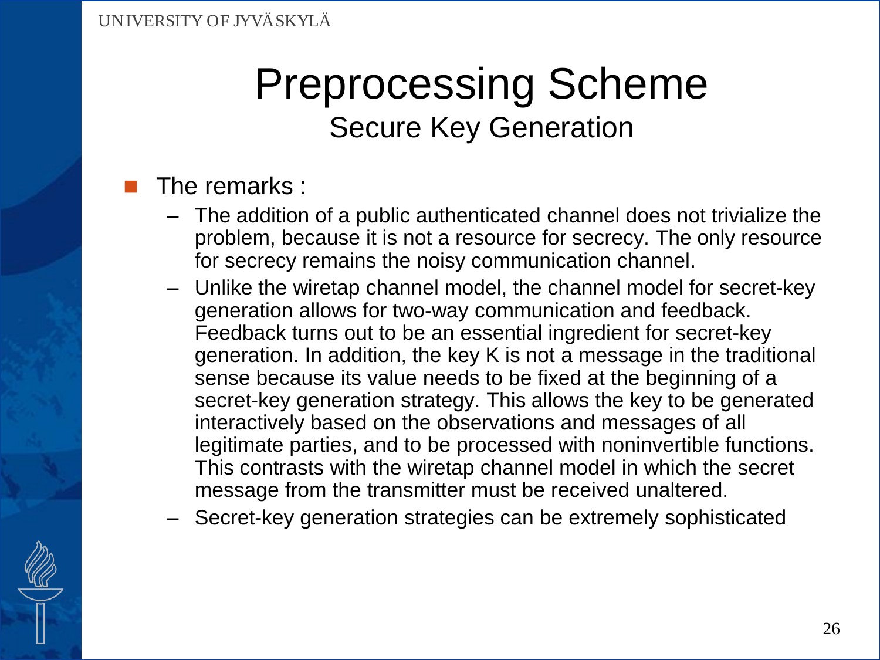# Preprocessing Scheme

## Secure Key Generation

- The remarks :
  - The addition of a public authenticated channel does not trivialize the problem, because it is not a resource for secrecy. The only resource for secrecy remains the noisy communication channel.
  - Unlike the wiretap channel model, the channel model for secret-key generation allows for two-way communication and feedback. Feedback turns out to be an essential ingredient for secret-key generation. In addition, the key K is not a message in the traditional sense because its value needs to be fixed at the beginning of a secret-key generation strategy. This allows the key to be generated interactively based on the observations and messages of all legitimate parties, and to be processed with noninvertible functions. This contrasts with the wiretap channel model in which the secret message from the transmitter must be received unaltered.
  - Secret-key generation strategies can be extremely sophisticated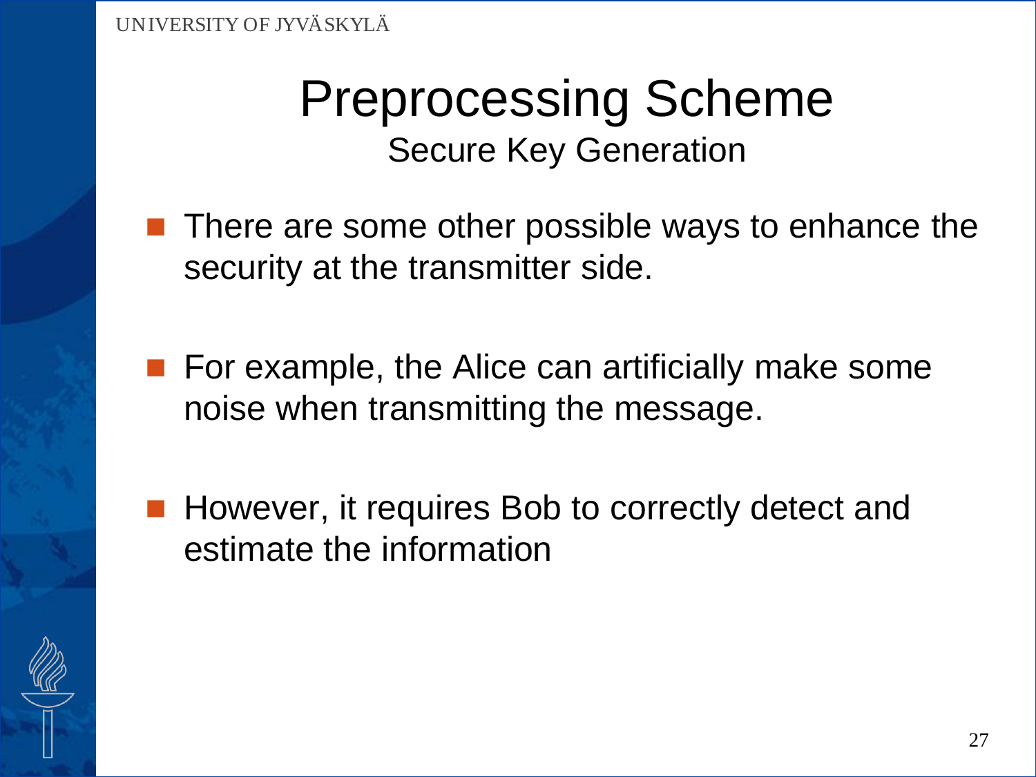# Preprocessing Scheme

## Secure Key Generation

- There are some other possible ways to enhance the security at the transmitter side.
- For example, the Alice can artificially make some noise when transmitting the message.
- However, it requires Bob to correctly detect and estimate the information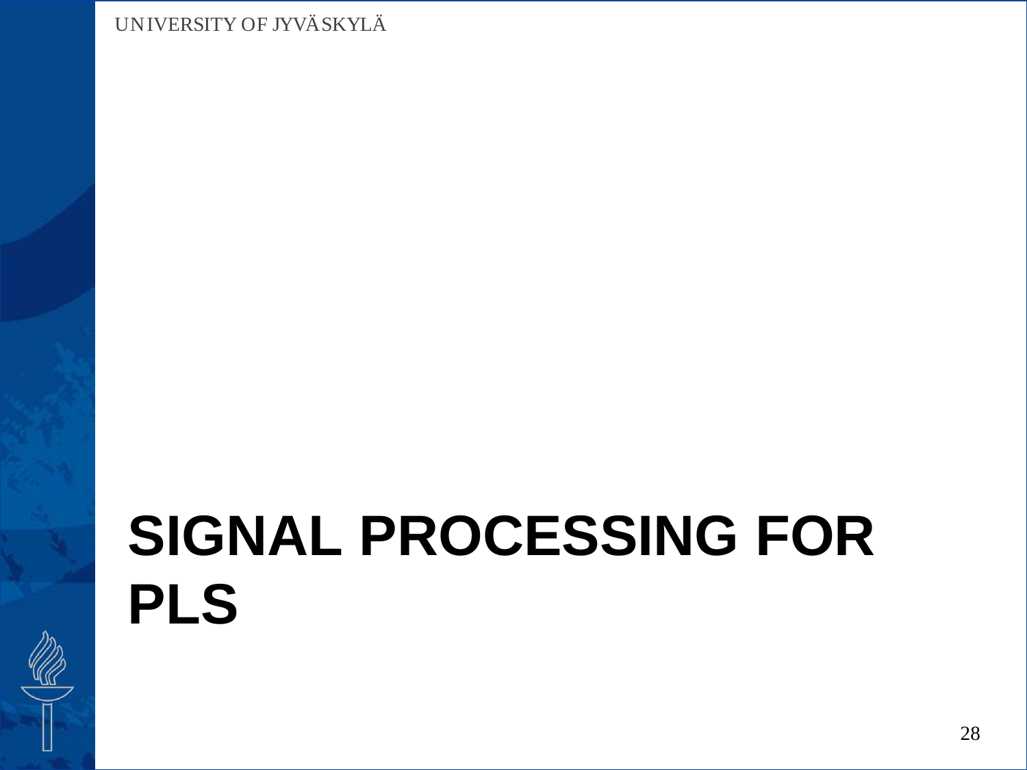# SIGNAL PROCESSING FOR PLS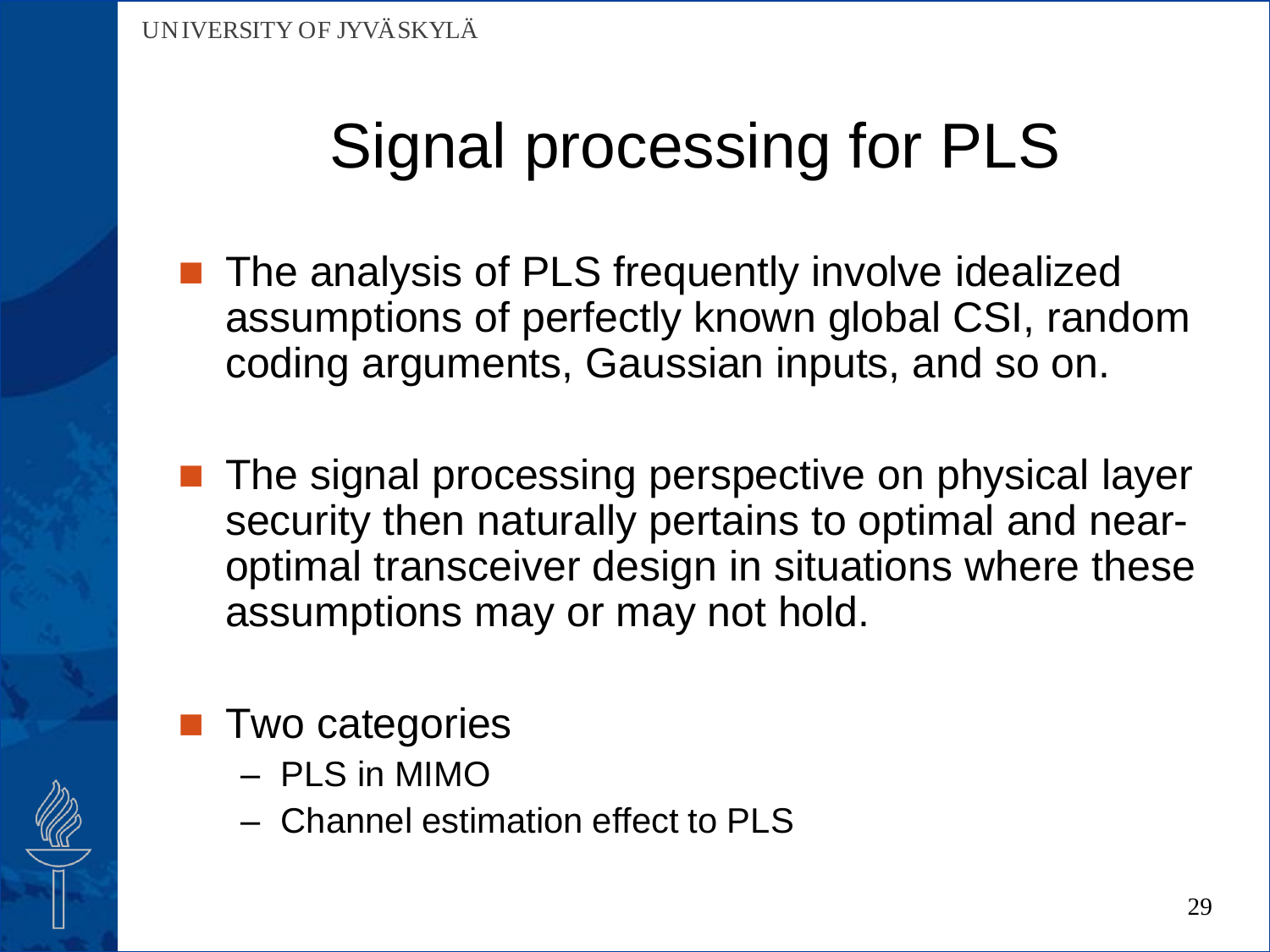# Signal processing for PLS

- The analysis of PLS frequently involve idealized assumptions of perfectly known global CSI, random coding arguments, Gaussian inputs, and so on.

- The signal processing perspective on physical layer security then naturally pertains to optimal and near-optimal transceiver design in situations where these assumptions may or may not hold.

- Two categories
  - PLS in MIMO
  - Channel estimation effect to PLS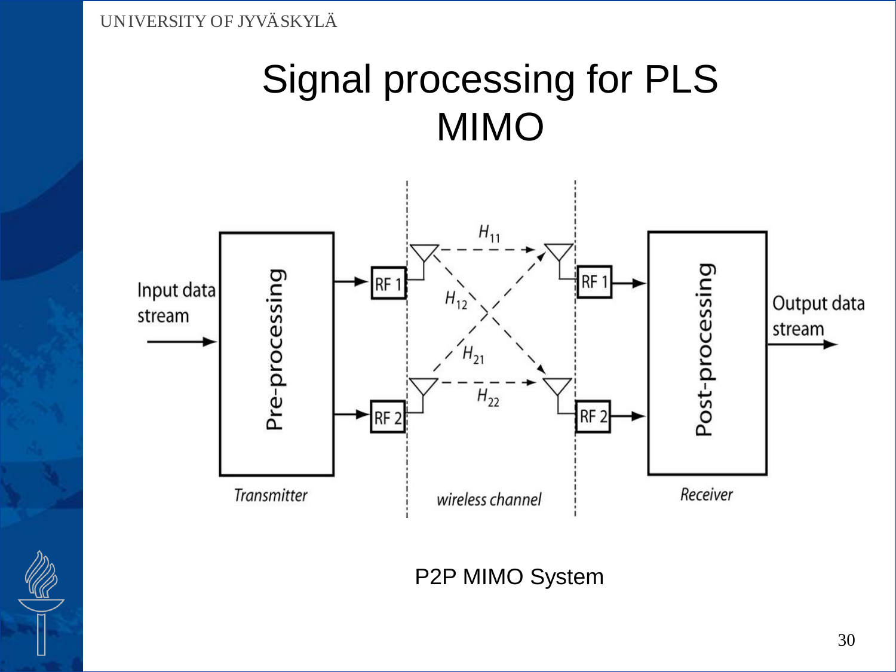# Signal processing for PLS MIMO

P2P MIMO System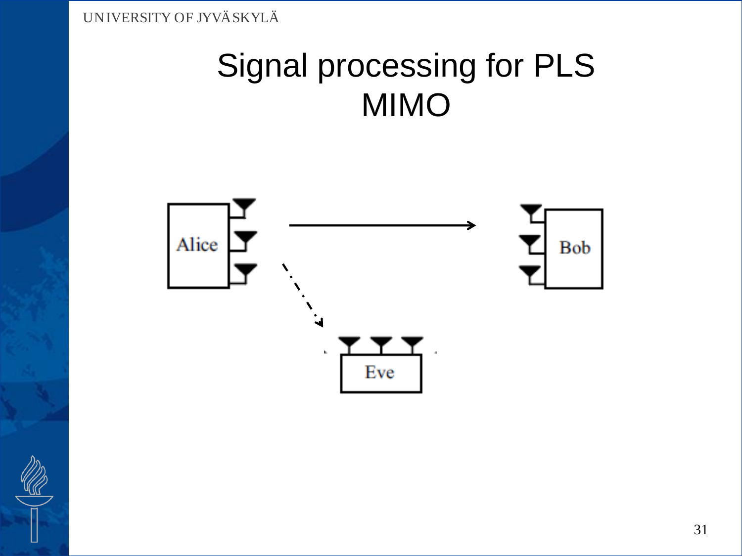# Signal processing for PLS MIMO

Alice

Bob

Eve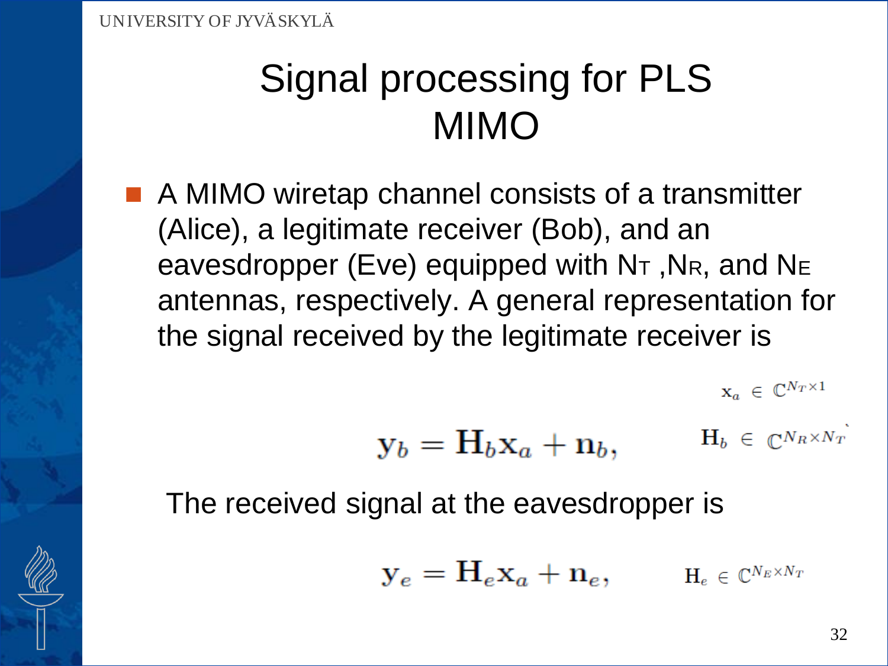# Signal processing for PLS MIMO

- A MIMO wiretap channel consists of a transmitter (Alice), a legitimate receiver (Bob), and an eavesdropper (Eve) equipped with $N_T$, $N_R$, and $N_E$ antennas, respectively. A general representation for the signal received by the legitimate receiver is

$$\mathbf{x}_a \in \mathbb{C}^{N_T \times 1}$$

$$\mathbf{y}_b = \mathbf{H}_b \mathbf{x}_a + \mathbf{n}_b, \qquad \mathbf{H}_b \in \mathbb{C}^{N_R \times N_T}$$

The received signal at the eavesdropper is

$$\mathbf{y}_e = \mathbf{H}_e \mathbf{x}_a + \mathbf{n}_e, \qquad \mathbf{H}_e \in \mathbb{C}^{N_E \times N_T}$$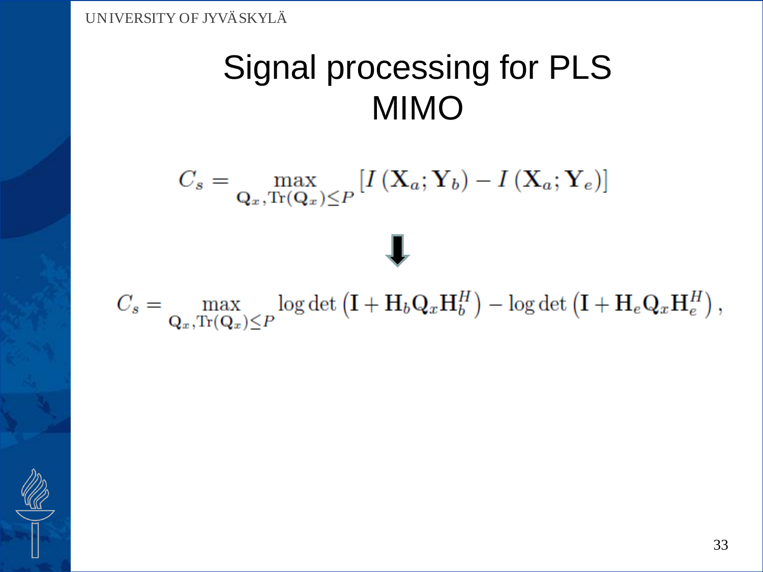# Signal processing for PLS MIMO

$$C_s = \max_{\mathbf{Q}_x, \mathrm{Tr}(\mathbf{Q}_x) \leq P} \left[ I\left(\mathbf{X}_a; \mathbf{Y}_b\right) - I\left(\mathbf{X}_a; \mathbf{Y}_e\right) \right]$$

⬇

$$C_s = \max_{\mathbf{Q}_x, \mathrm{Tr}(\mathbf{Q}_x) \leq P} \log\det\left(\mathbf{I} + \mathbf{H}_b \mathbf{Q}_x \mathbf{H}_b^H\right) - \log\det\left(\mathbf{I} + \mathbf{H}_e \mathbf{Q}_x \mathbf{H}_e^H\right),$$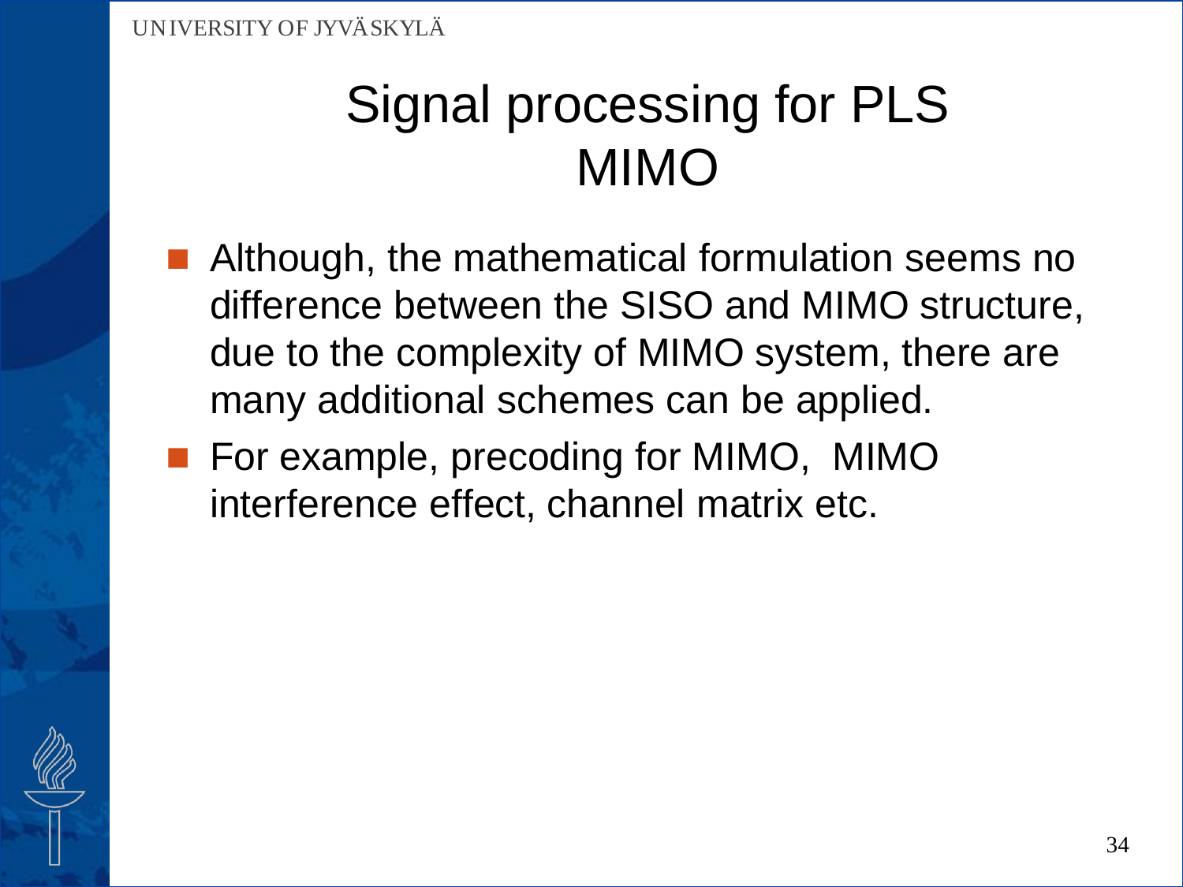# Signal processing for PLS MIMO

- Although, the mathematical formulation seems no difference between the SISO and MIMO structure, due to the complexity of MIMO system, there are many additional schemes can be applied.
- For example, precoding for MIMO, MIMO interference effect, channel matrix etc.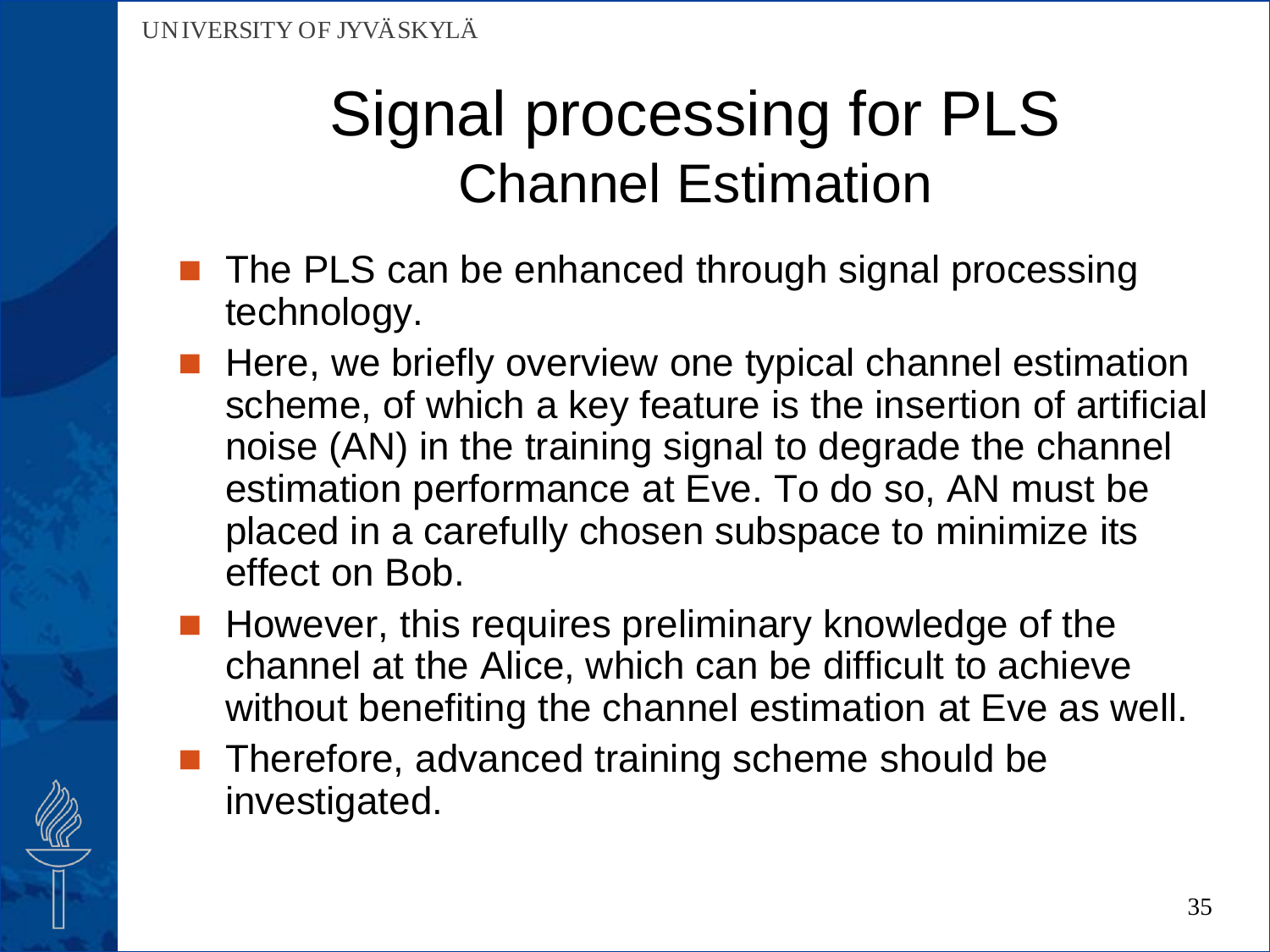# Signal processing for PLS
## Channel Estimation

- The PLS can be enhanced through signal processing technology.
- Here, we briefly overview one typical channel estimation scheme, of which a key feature is the insertion of artificial noise (AN) in the training signal to degrade the channel estimation performance at Eve. To do so, AN must be placed in a carefully chosen subspace to minimize its effect on Bob.
- However, this requires preliminary knowledge of the channel at the Alice, which can be difficult to achieve without benefiting the channel estimation at Eve as well.
- Therefore, advanced training scheme should be investigated.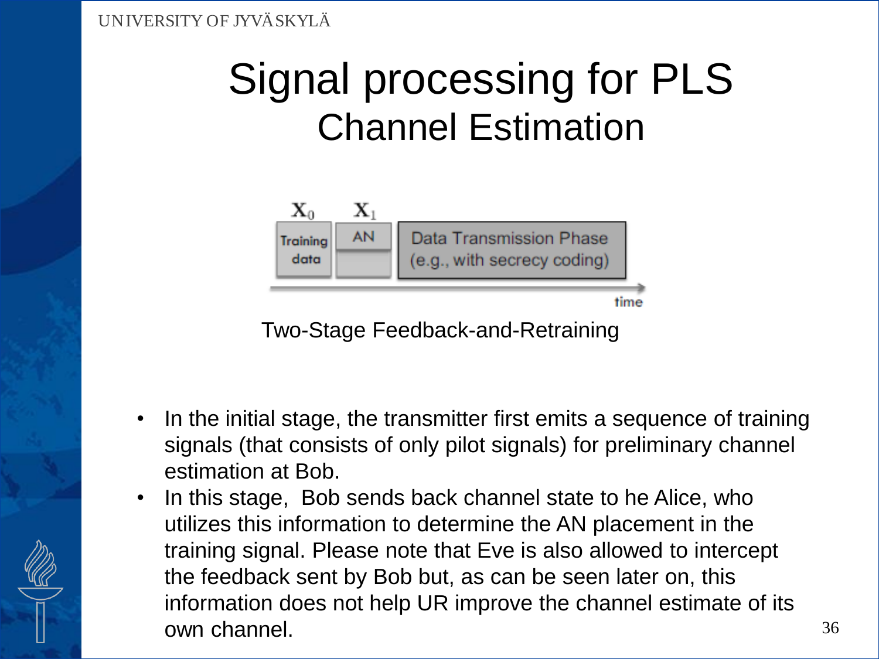# Signal processing for PLS
## Channel Estimation

| $\mathbf{X}_0$ | $\mathbf{X}_1$ | |
|---|---|---|
| Training data | AN | Data Transmission Phase (e.g., with secrecy coding) |

time →

Two-Stage Feedback-and-Retraining

- In the initial stage, the transmitter first emits a sequence of training signals (that consists of only pilot signals) for preliminary channel estimation at Bob.
- In this stage, Bob sends back channel state to he Alice, who utilizes this information to determine the AN placement in the training signal. Please note that Eve is also allowed to intercept the feedback sent by Bob but, as can be seen later on, this information does not help UR improve the channel estimate of its own channel.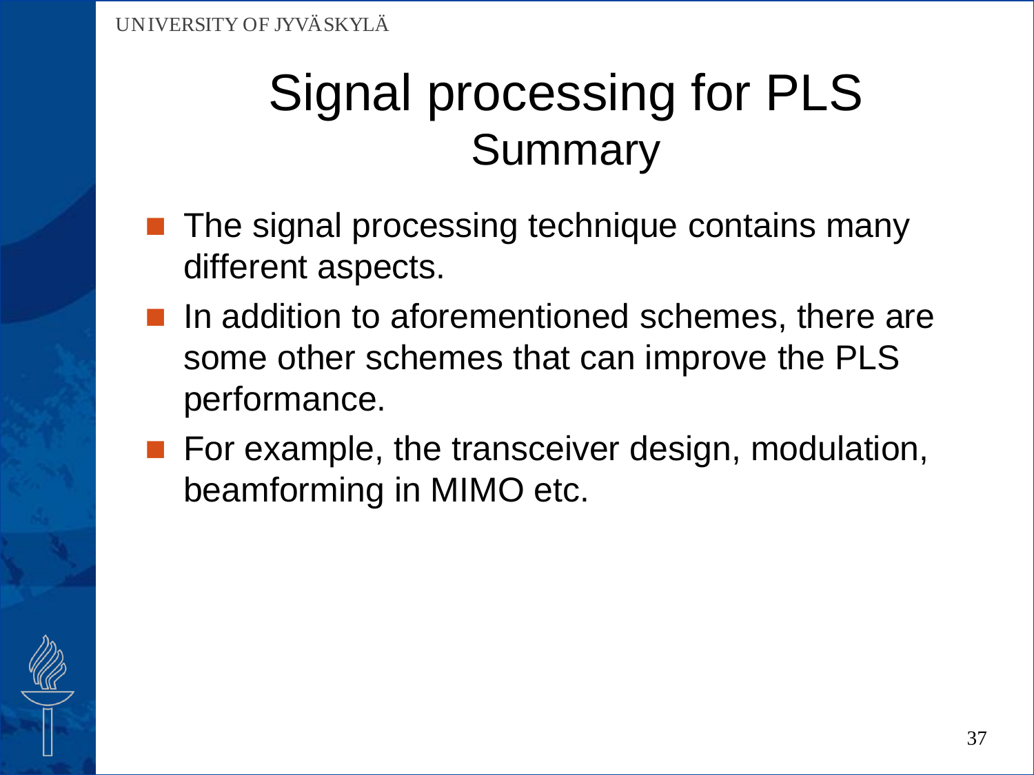# Signal processing for PLS
## Summary

- The signal processing technique contains many different aspects.
- In addition to aforementioned schemes, there are some other schemes that can improve the PLS performance.
- For example, the transceiver design, modulation, beamforming in MIMO etc.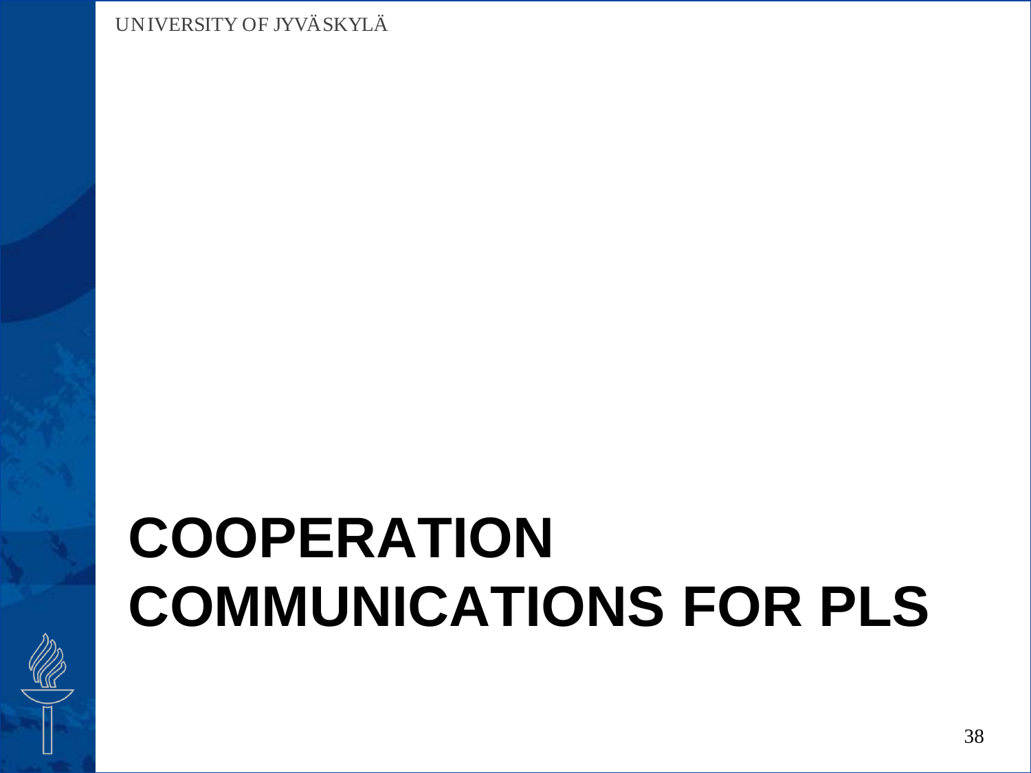# COOPERATION COMMUNICATIONS FOR PLS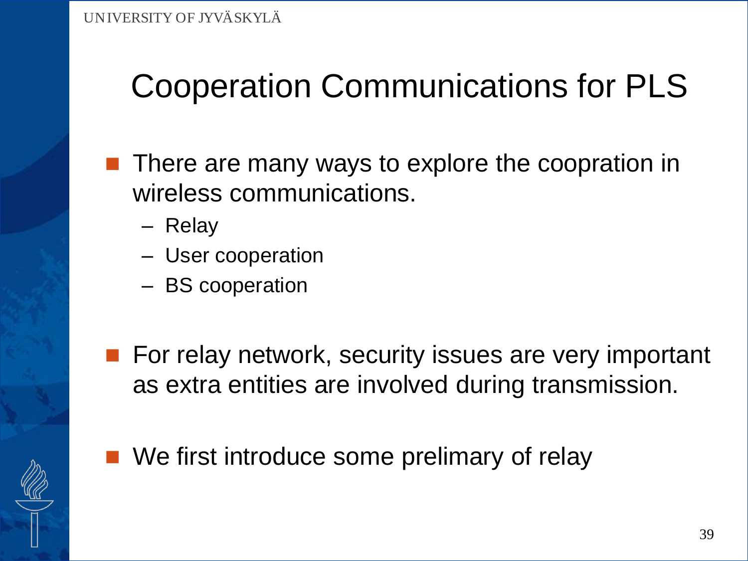# Cooperation Communications for PLS

- There are many ways to explore the coopration in wireless communications.
  - Relay
  - User cooperation
  - BS cooperation

- For relay network, security issues are very important as extra entities are involved during transmission.

- We first introduce some prelimary of relay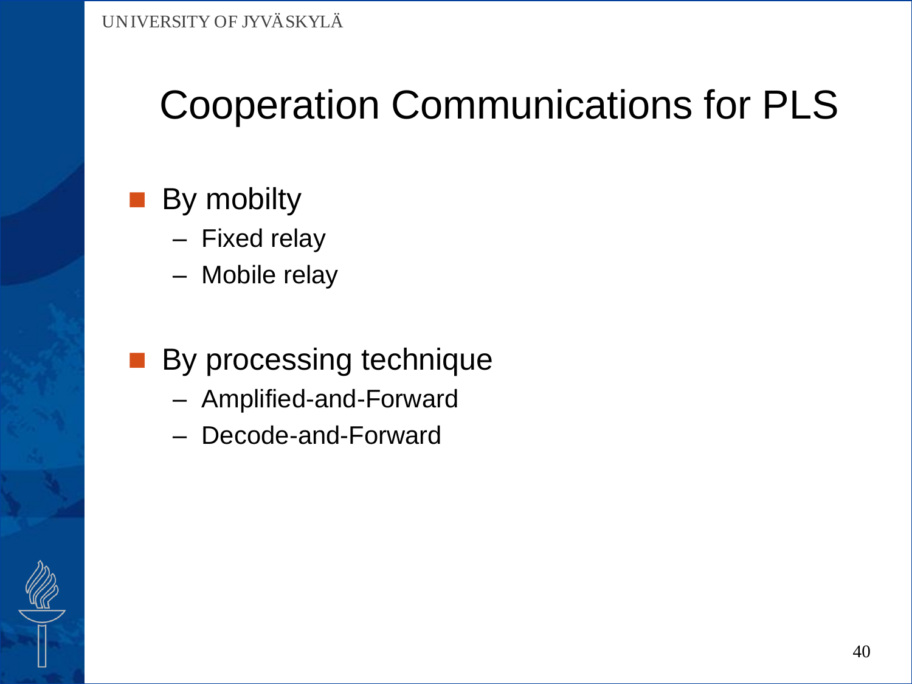# Cooperation Communications for PLS

- By mobilty
  - Fixed relay
  - Mobile relay

- By processing technique
  - Amplified-and-Forward
  - Decode-and-Forward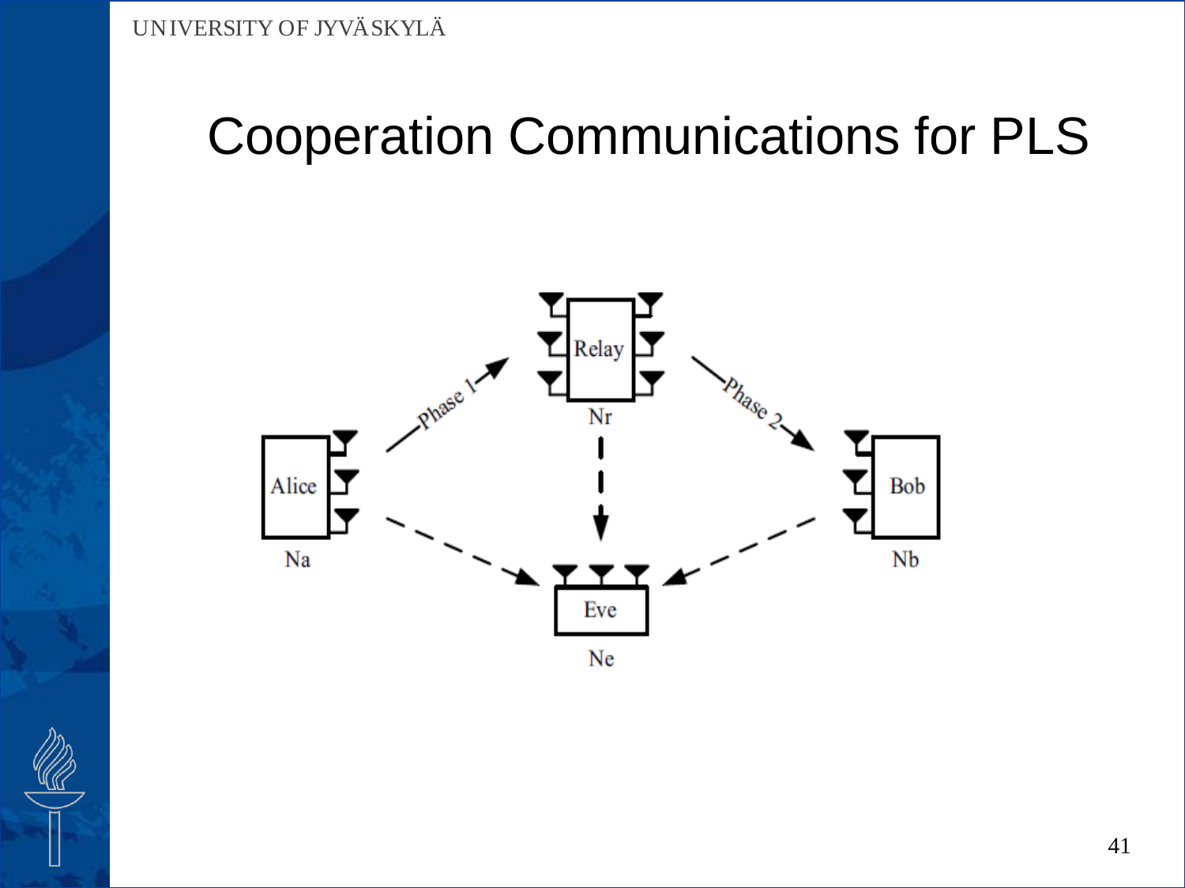# Cooperation Communications for PLS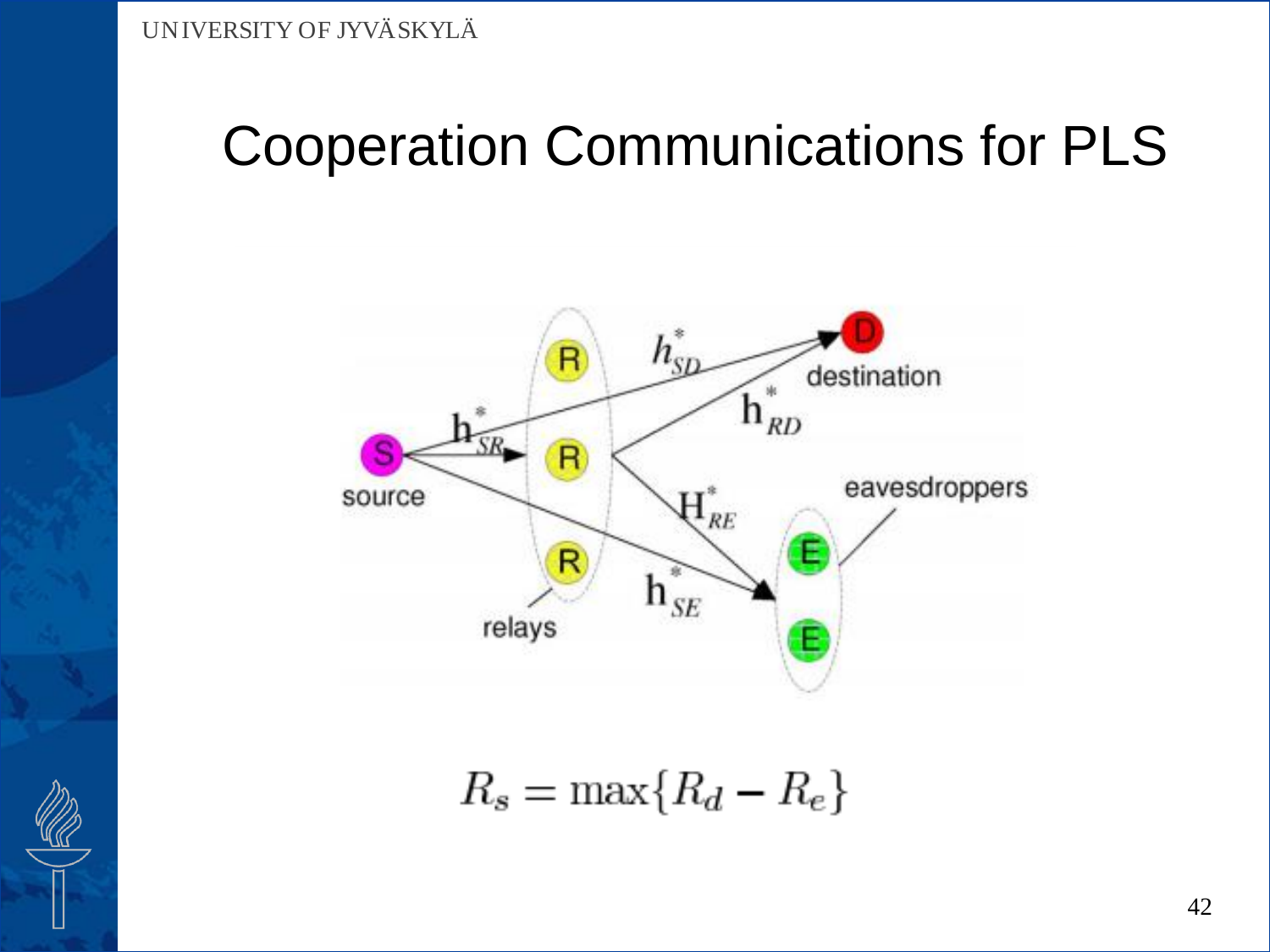# Cooperation Communications for PLS

source, relays, destination, eavesdroppers

$h^*_{SD}$, $h^*_{SR}$, $h^*_{RD}$, $H^*_{RE}$, $h^*_{SE}$

$$R_s = \max\{R_d - R_e\}$$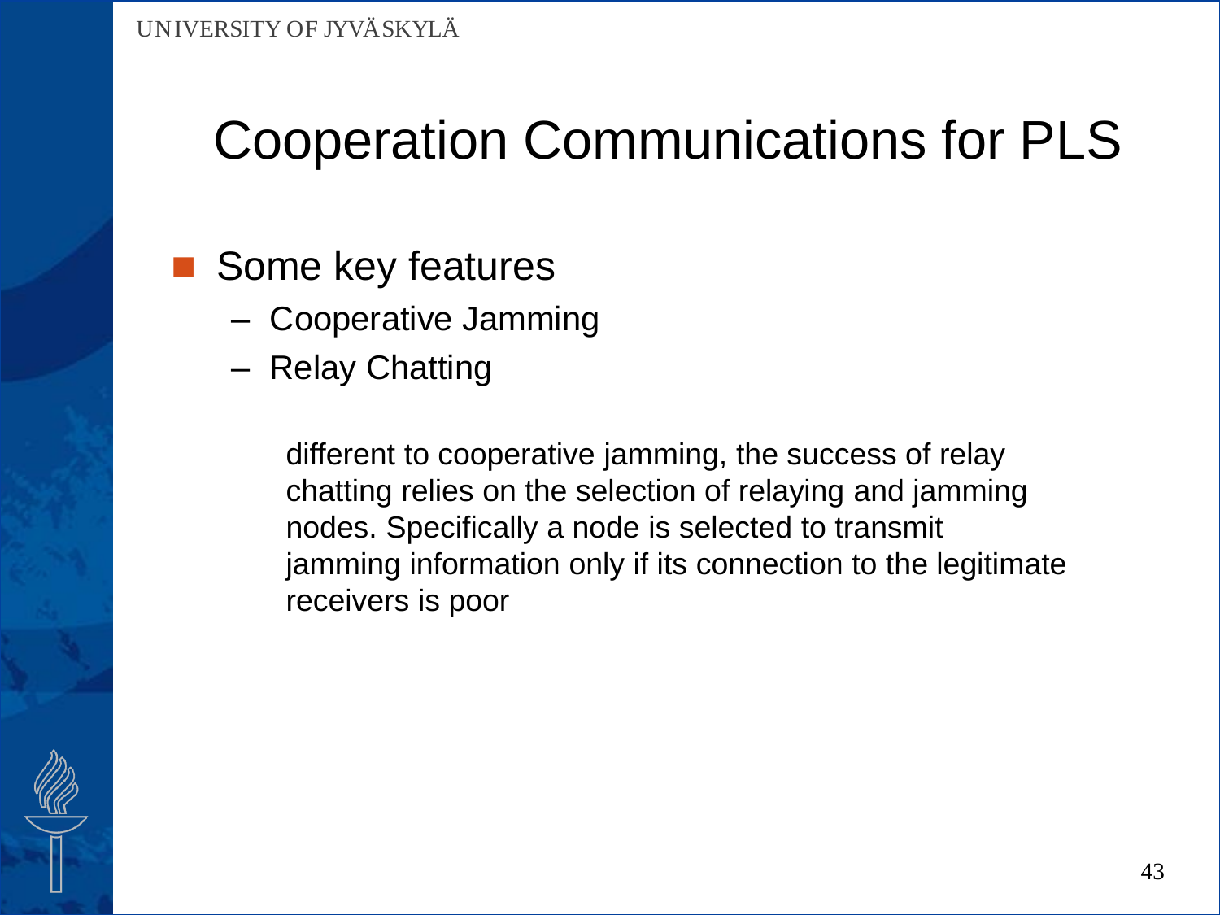# Cooperation Communications for PLS

- Some key features
  - Cooperative Jamming
  - Relay Chatting

    different to cooperative jamming, the success of relay chatting relies on the selection of relaying and jamming nodes. Specifically a node is selected to transmit jamming information only if its connection to the legitimate receivers is poor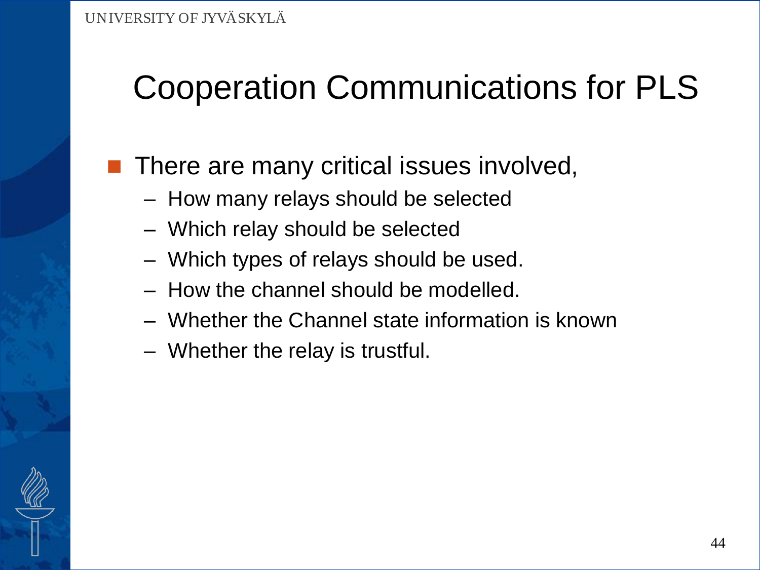# Cooperation Communications for PLS

- There are many critical issues involved,
  - How many relays should be selected
  - Which relay should be selected
  - Which types of relays should be used.
  - How the channel should be modelled.
  - Whether the Channel state information is known
  - Whether the relay is trustful.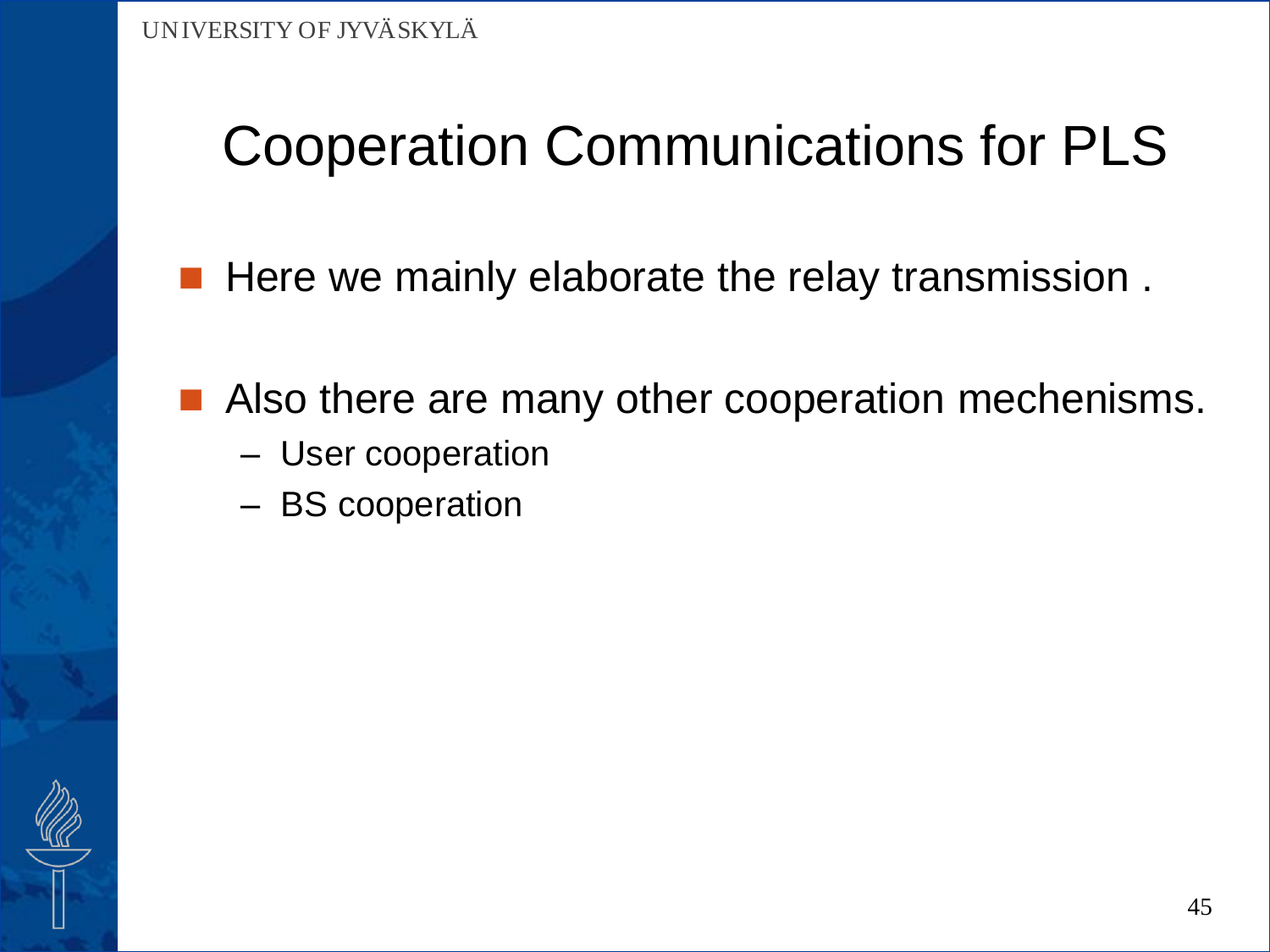# Cooperation Communications for PLS

- Here we mainly elaborate the relay transmission .
- Also there are many other cooperation mechenisms.
  - User cooperation
  - BS cooperation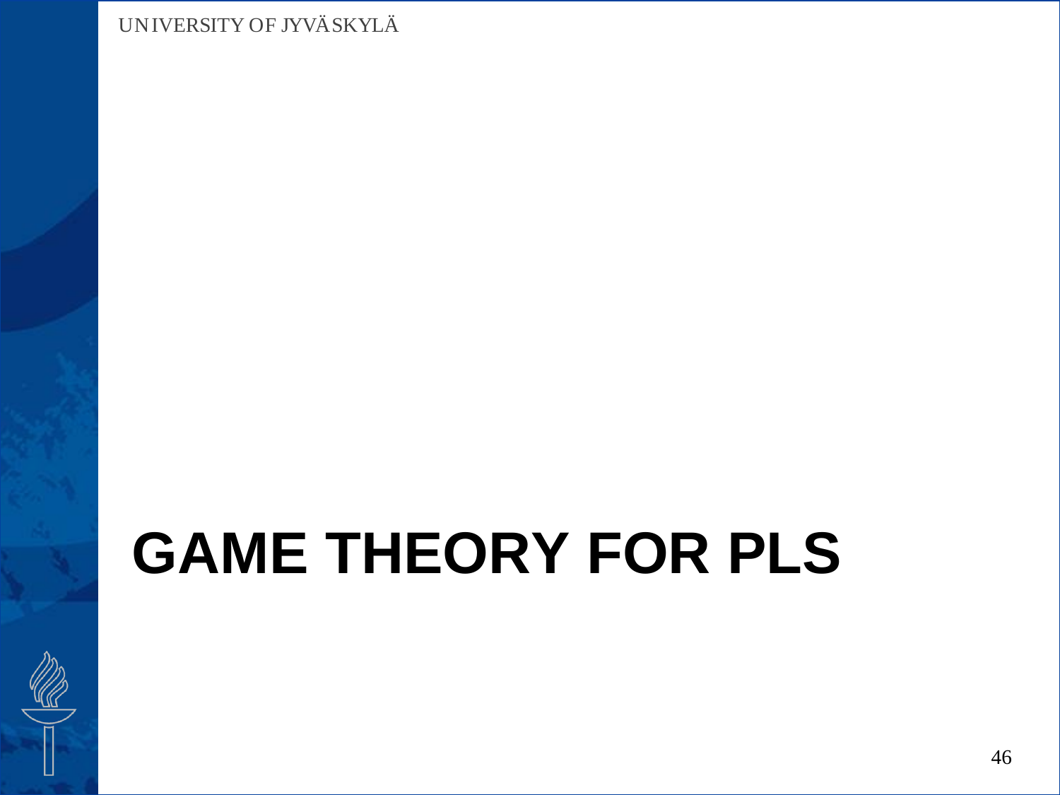# GAME THEORY FOR PLS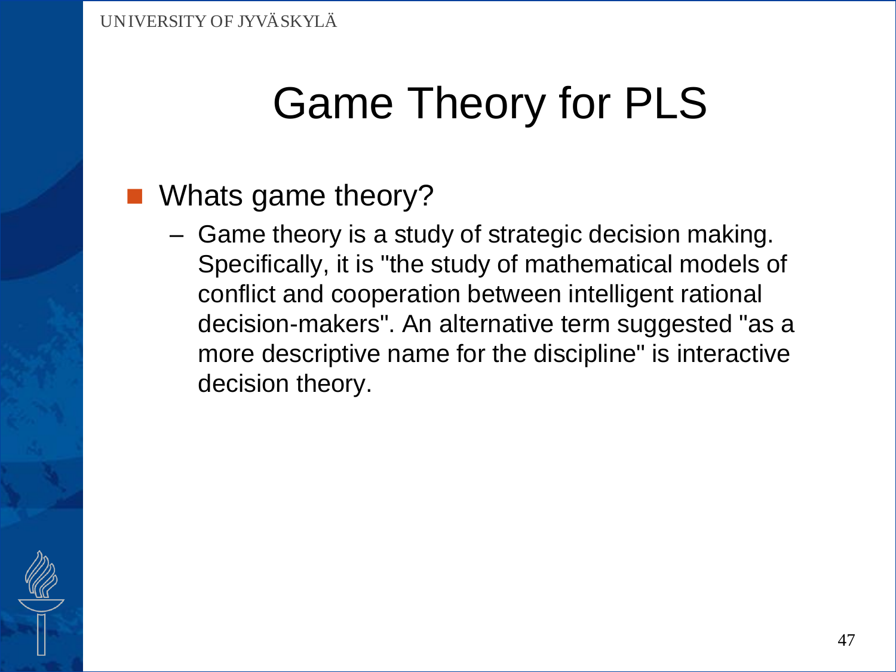# Game Theory for PLS

- Whats game theory?
  - Game theory is a study of strategic decision making. Specifically, it is "the study of mathematical models of conflict and cooperation between intelligent rational decision-makers". An alternative term suggested "as a more descriptive name for the discipline" is interactive decision theory.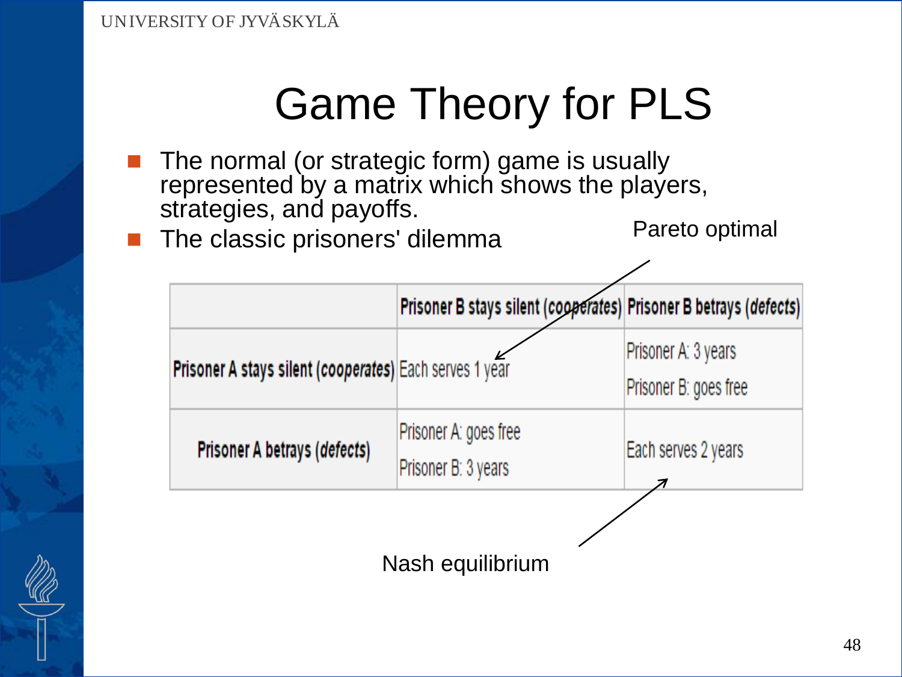# Game Theory for PLS

- The normal (or strategic form) game is usually represented by a matrix which shows the players, strategies, and payoffs.
- The classic prisoners' dilemma

Pareto optimal

| | Prisoner B stays silent (*cooperates*) | Prisoner B betrays (*defects*) |
|---|---|---|
| **Prisoner A stays silent (*cooperates*)** | Each serves 1 year | Prisoner A: 3 years<br>Prisoner B: goes free |
| **Prisoner A betrays (*defects*)** | Prisoner A: goes free<br>Prisoner B: 3 years | Each serves 2 years |

Nash equilibrium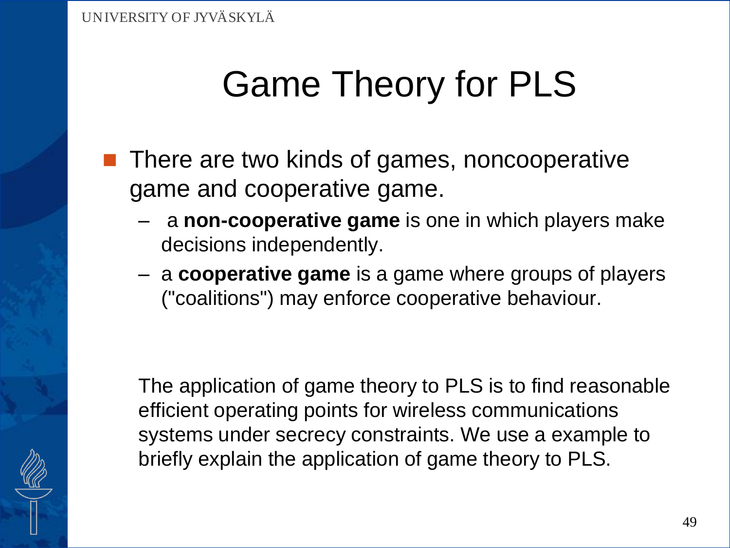# Game Theory for PLS

- There are two kinds of games, noncooperative game and cooperative game.
  - a **non-cooperative game** is one in which players make decisions independently.
  - a **cooperative game** is a game where groups of players ("coalitions") may enforce cooperative behaviour.

The application of game theory to PLS is to find reasonable efficient operating points for wireless communications systems under secrecy constraints. We use a example to briefly explain the application of game theory to PLS.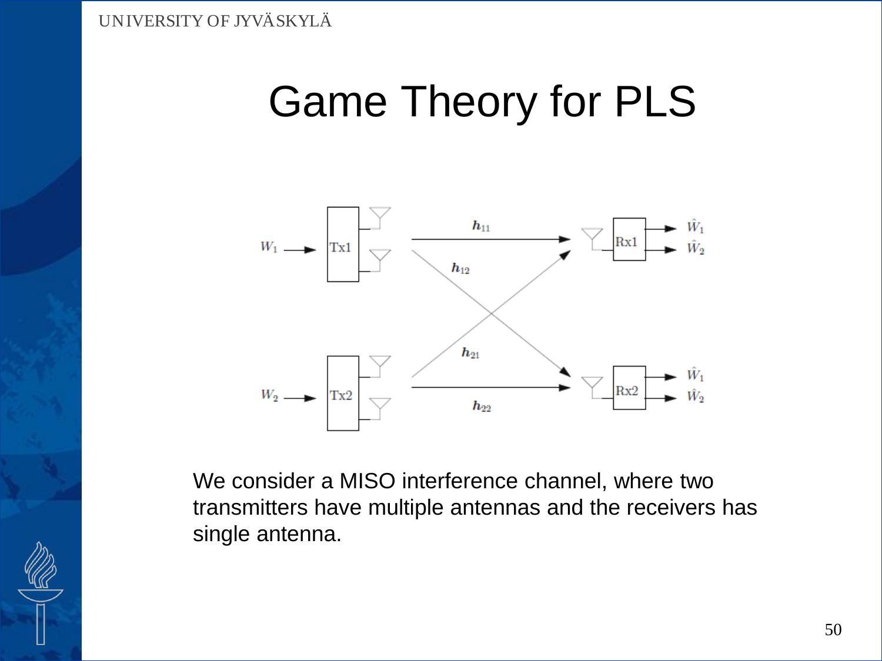# Game Theory for PLS

We consider a MISO interference channel, where two transmitters have multiple antennas and the receivers has single antenna.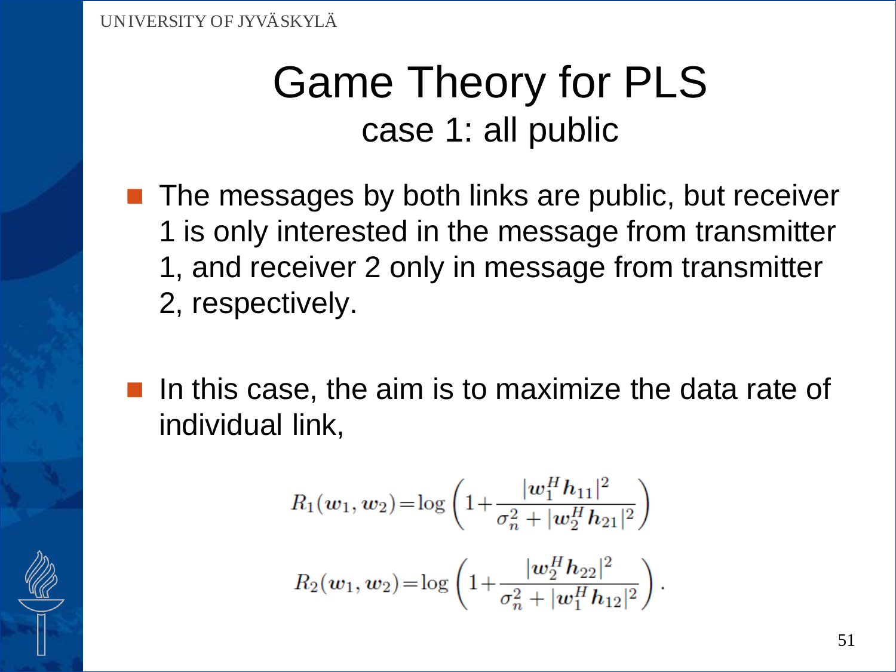# Game Theory for PLS

## case 1: all public

- The messages by both links are public, but receiver 1 is only interested in the message from transmitter 1, and receiver 2 only in message from transmitter 2, respectively.

- In this case, the aim is to maximize the data rate of individual link,

$$R_1(\boldsymbol{w}_1, \boldsymbol{w}_2) = \log\left(1 + \frac{|\boldsymbol{w}_1^H \boldsymbol{h}_{11}|^2}{\sigma_n^2 + |\boldsymbol{w}_2^H \boldsymbol{h}_{21}|^2}\right)$$

$$R_2(\boldsymbol{w}_1, \boldsymbol{w}_2) = \log\left(1 + \frac{|\boldsymbol{w}_2^H \boldsymbol{h}_{22}|^2}{\sigma_n^2 + |\boldsymbol{w}_1^H \boldsymbol{h}_{12}|^2}\right).$$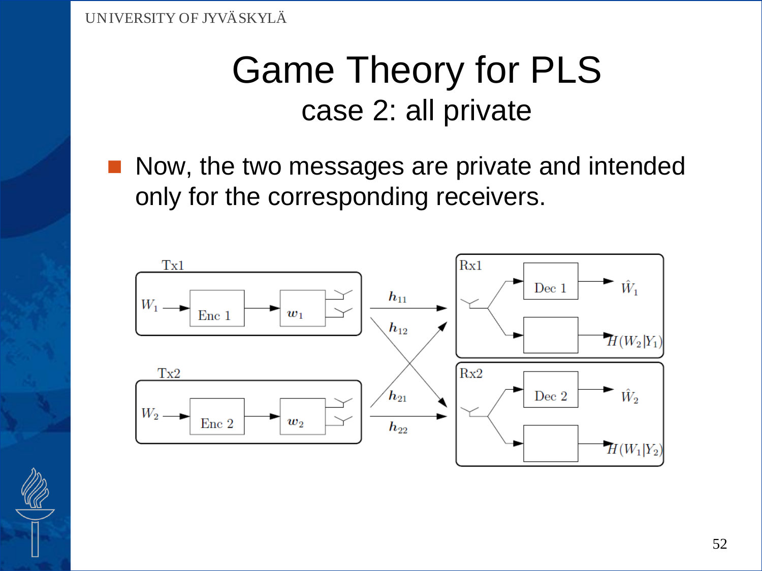# Game Theory for PLS
## case 2: all private

- Now, the two messages are private and intended only for the corresponding receivers.

Tx1: $W_1$ → Enc 1 → $\boldsymbol{w}_1$

Tx2: $W_2$ → Enc 2 → $\boldsymbol{w}_2$

Channels: $\boldsymbol{h}_{11}$, $\boldsymbol{h}_{12}$, $\boldsymbol{h}_{21}$, $\boldsymbol{h}_{22}$

Rx1: Dec 1 → $\hat{W}_1$; $H(W_2|Y_1)$

Rx2: Dec 2 → $\hat{W}_2$; $H(W_1|Y_2)$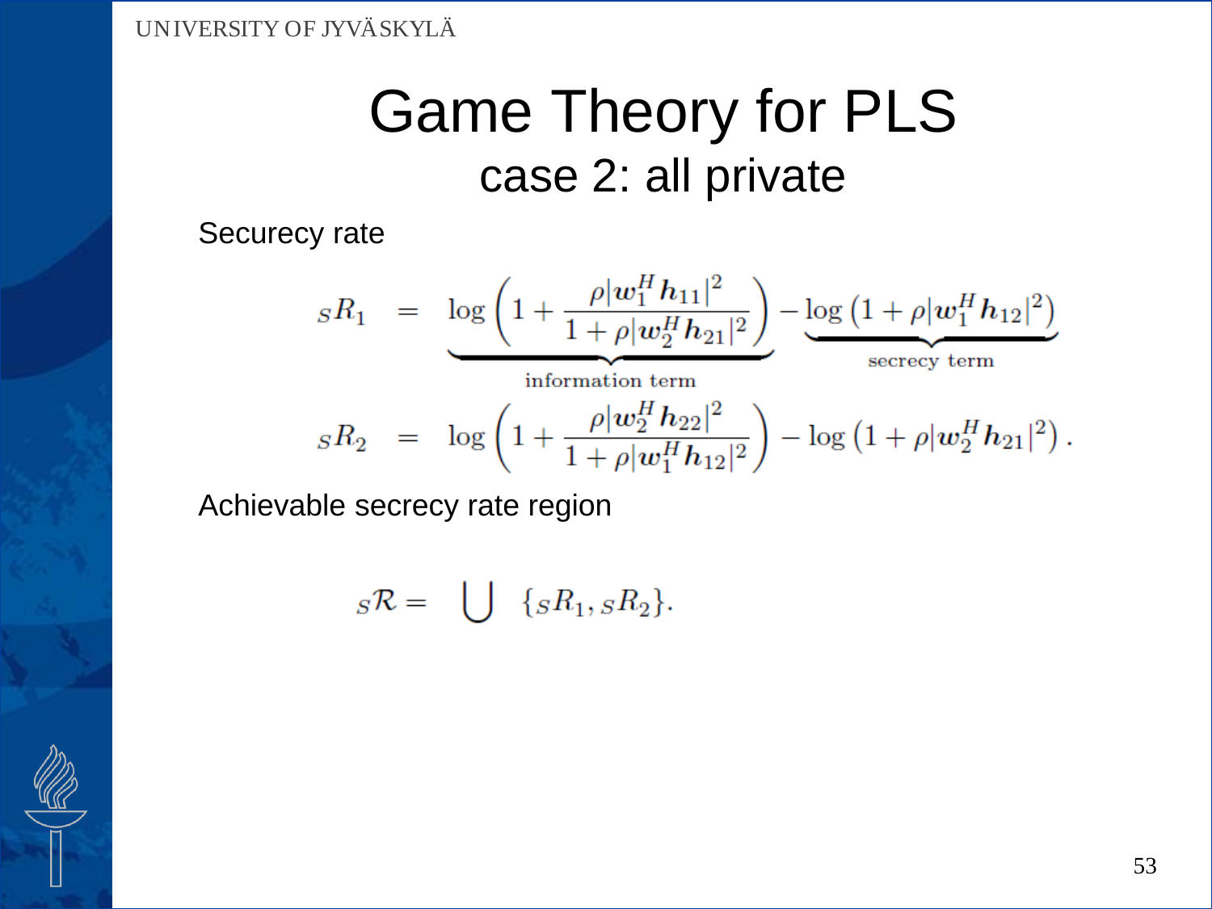# Game Theory for PLS

## case 2: all private

Securecy rate

$$
\begin{aligned}
{}_S R_1 &= \underbrace{\log\left(1 + \frac{\rho |\boldsymbol{w}_1^H \boldsymbol{h}_{11}|^2}{1 + \rho |\boldsymbol{w}_2^H \boldsymbol{h}_{21}|^2}\right)}_{\text{information term}} - \underbrace{\log\left(1 + \rho |\boldsymbol{w}_1^H \boldsymbol{h}_{12}|^2\right)}_{\text{secrecy term}} \\
{}_S R_2 &= \log\left(1 + \frac{\rho |\boldsymbol{w}_2^H \boldsymbol{h}_{22}|^2}{1 + \rho |\boldsymbol{w}_1^H \boldsymbol{h}_{12}|^2}\right) - \log\left(1 + \rho |\boldsymbol{w}_2^H \boldsymbol{h}_{21}|^2\right).
\end{aligned}
$$

Achievable secrecy rate region

$$
{}_S\mathcal{R} = \bigcup \{ {}_S R_1, {}_S R_2 \}.
$$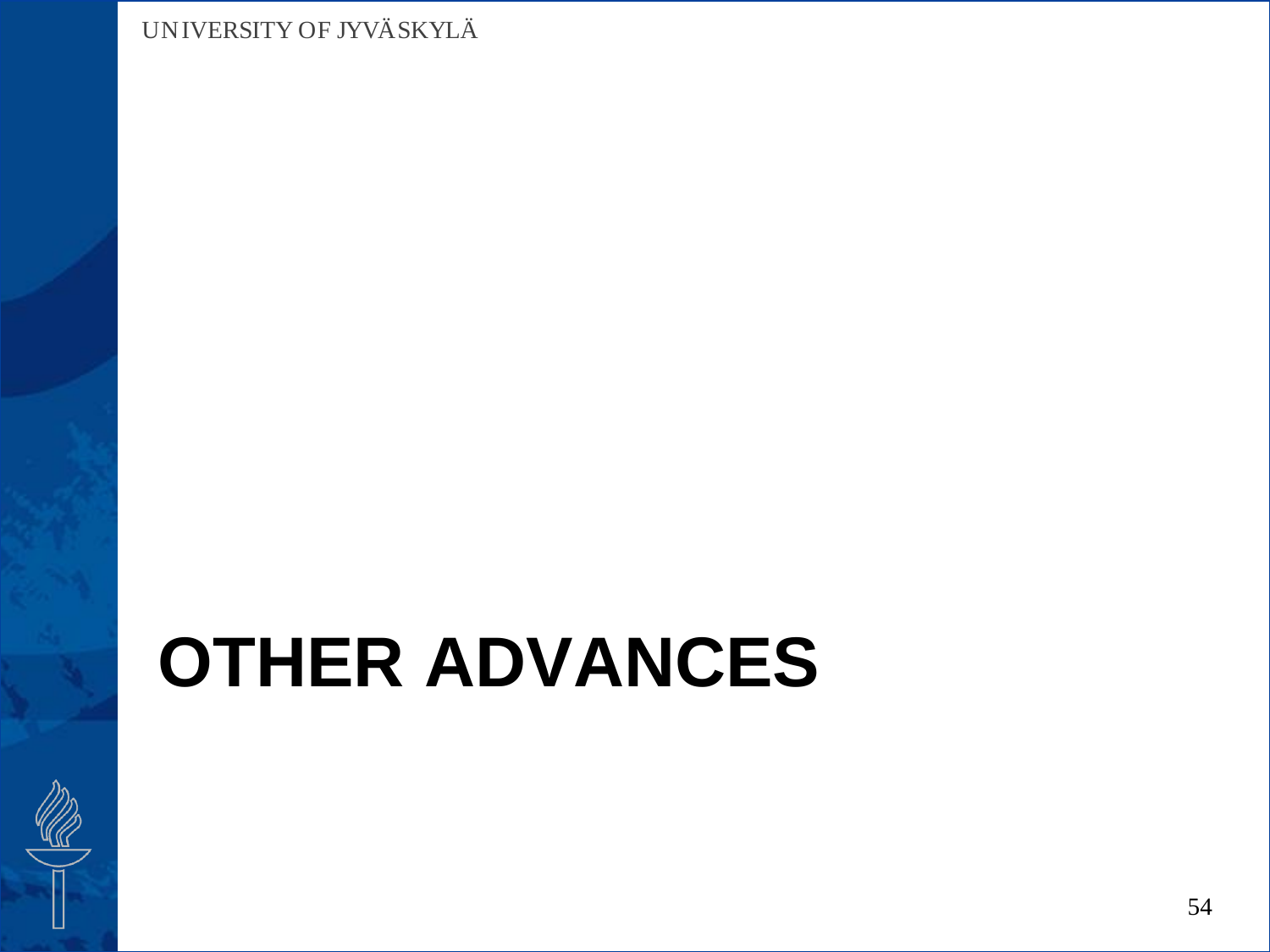# OTHER ADVANCES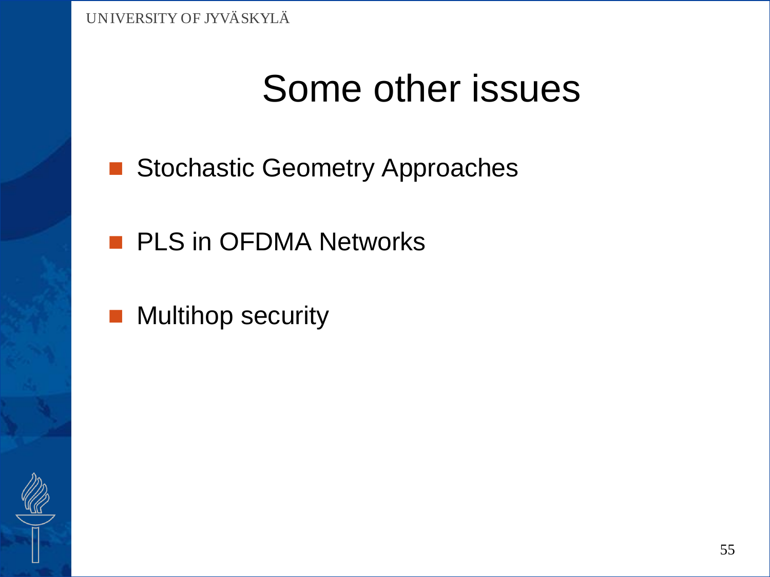# Some other issues

- Stochastic Geometry Approaches
- PLS in OFDMA Networks
- Multihop security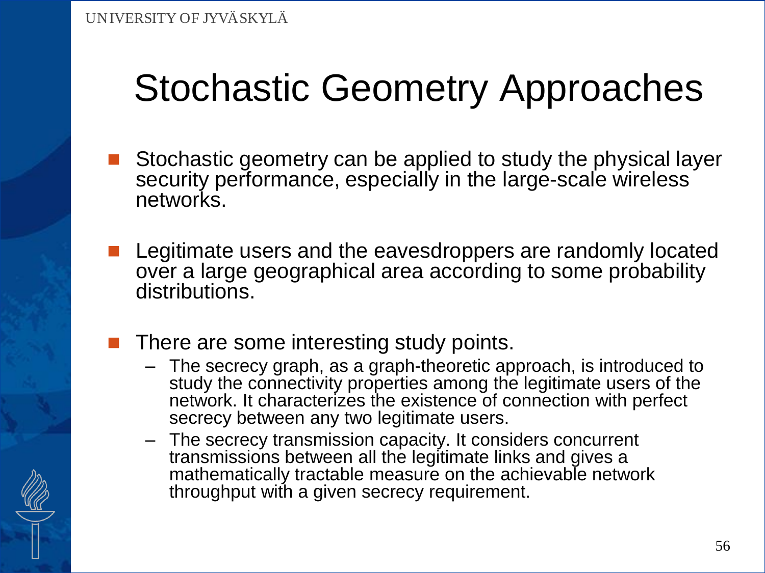# Stochastic Geometry Approaches

- Stochastic geometry can be applied to study the physical layer security performance, especially in the large-scale wireless networks.
- Legitimate users and the eavesdroppers are randomly located over a large geographical area according to some probability distributions.
- There are some interesting study points.
  - The secrecy graph, as a graph-theoretic approach, is introduced to study the connectivity properties among the legitimate users of the network. It characterizes the existence of connection with perfect secrecy between any two legitimate users.
  - The secrecy transmission capacity. It considers concurrent transmissions between all the legitimate links and gives a mathematically tractable measure on the achievable network throughput with a given secrecy requirement.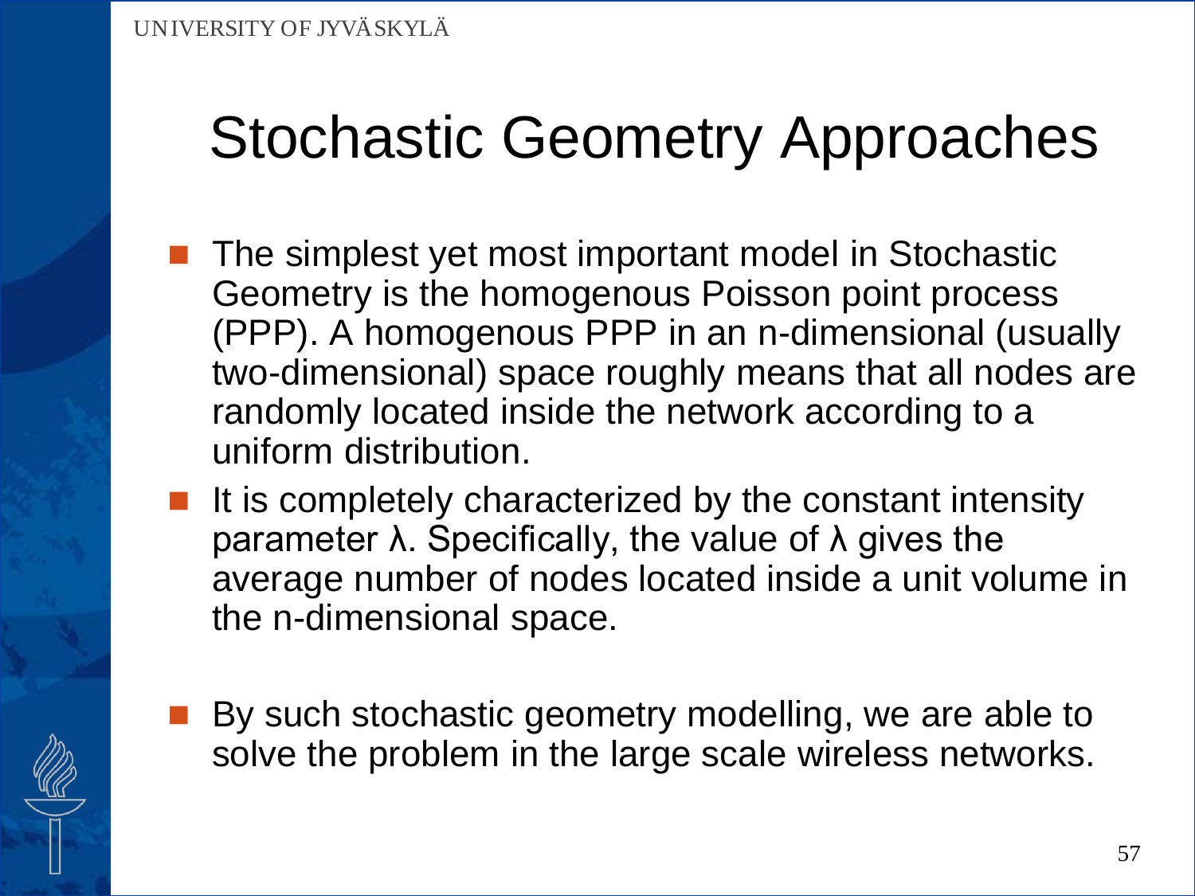# Stochastic Geometry Approaches

- The simplest yet most important model in Stochastic Geometry is the homogenous Poisson point process (PPP). A homogenous PPP in an n-dimensional (usually two-dimensional) space roughly means that all nodes are randomly located inside the network according to a uniform distribution.
- It is completely characterized by the constant intensity parameter $\lambda$. Specifically, the value of $\lambda$ gives the average number of nodes located inside a unit volume in the n-dimensional space.
- By such stochastic geometry modelling, we are able to solve the problem in the large scale wireless networks.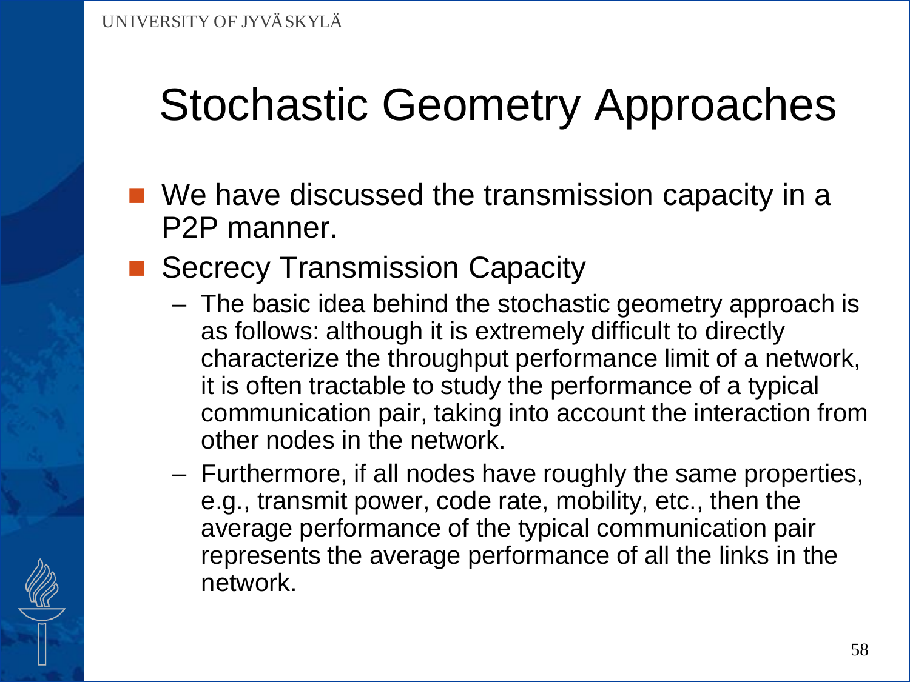# Stochastic Geometry Approaches

- We have discussed the transmission capacity in a P2P manner.
- Secrecy Transmission Capacity
  - The basic idea behind the stochastic geometry approach is as follows: although it is extremely difficult to directly characterize the throughput performance limit of a network, it is often tractable to study the performance of a typical communication pair, taking into account the interaction from other nodes in the network.
  - Furthermore, if all nodes have roughly the same properties, e.g., transmit power, code rate, mobility, etc., then the average performance of the typical communication pair represents the average performance of all the links in the network.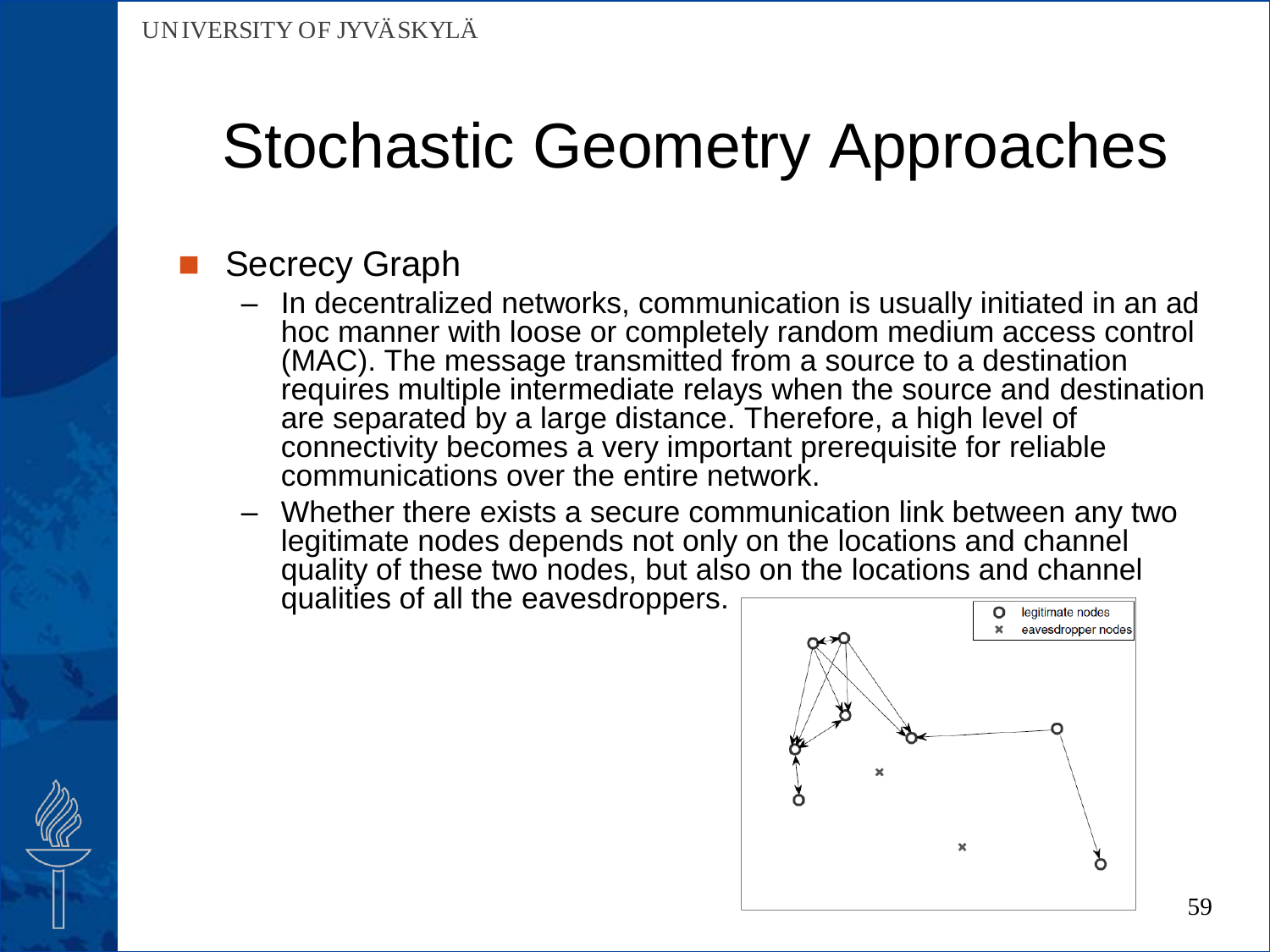# Stochastic Geometry Approaches

- Secrecy Graph
  - In decentralized networks, communication is usually initiated in an ad hoc manner with loose or completely random medium access control (MAC). The message transmitted from a source to a destination requires multiple intermediate relays when the source and destination are separated by a large distance. Therefore, a high level of connectivity becomes a very important prerequisite for reliable communications over the entire network.
  - Whether there exists a secure communication link between any two legitimate nodes depends not only on the locations and channel quality of these two nodes, but also on the locations and channel qualities of all the eavesdroppers.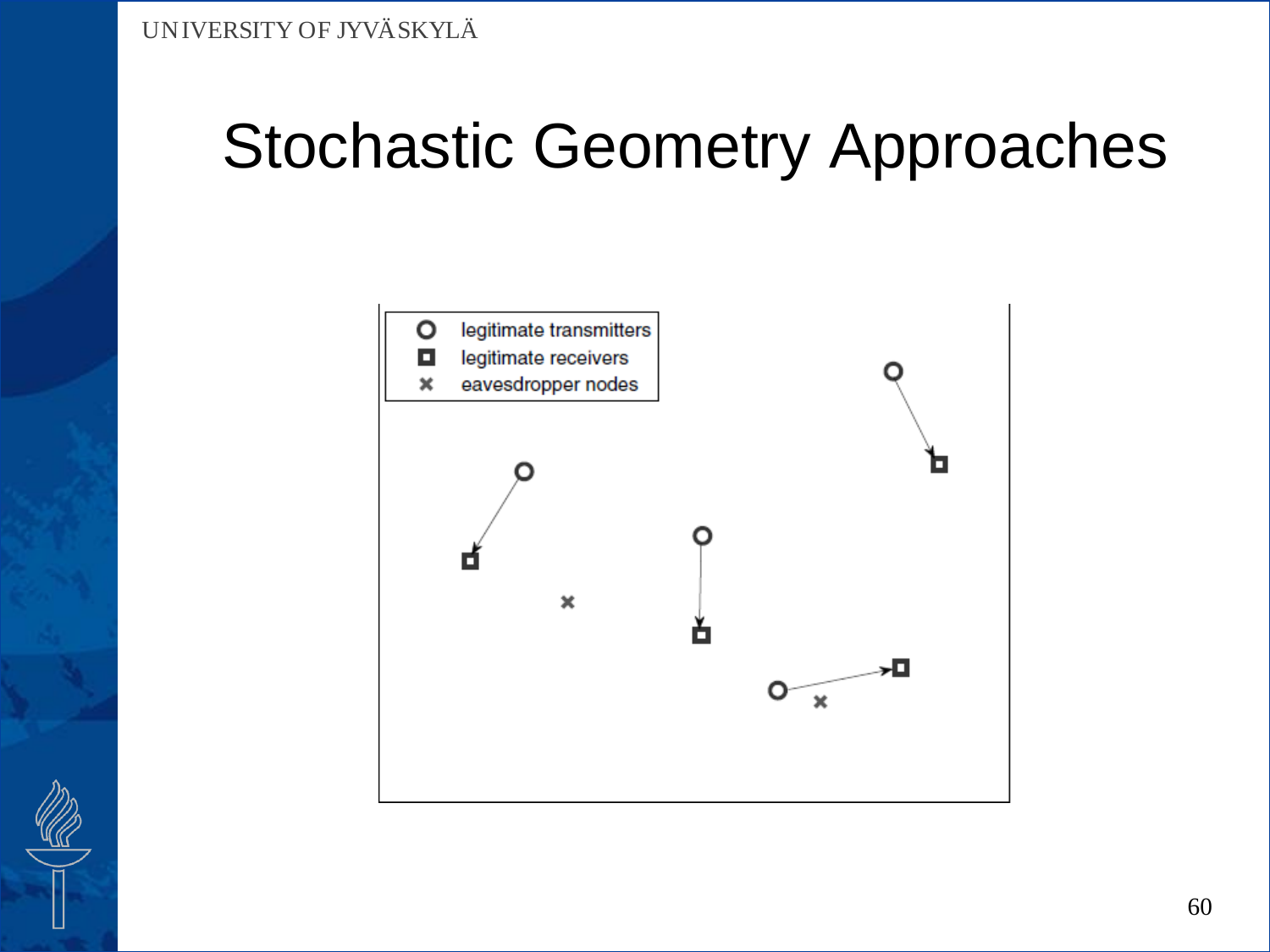# Stochastic Geometry Approaches

| | |
|---|---|
| ○ | legitimate transmitters |
| ◘ | legitimate receivers |
| × | eavesdropper nodes |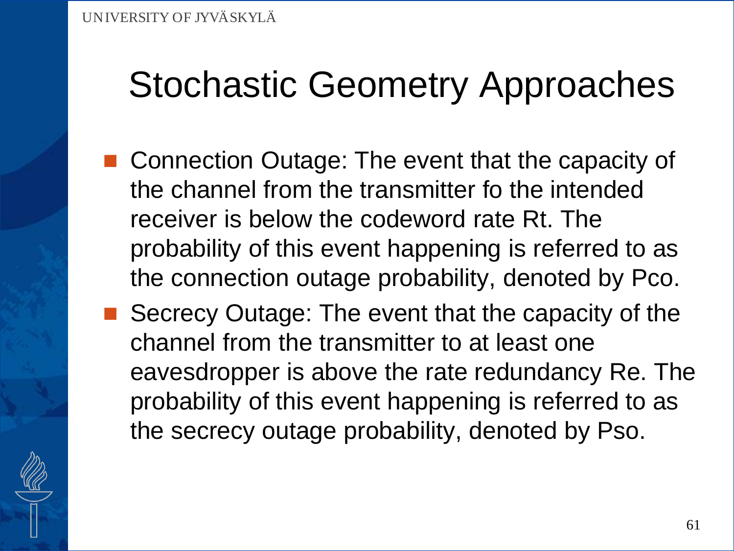# Stochastic Geometry Approaches

- Connection Outage: The event that the capacity of the channel from the transmitter fo the intended receiver is below the codeword rate Rt. The probability of this event happening is referred to as the connection outage probability, denoted by Pco.
- Secrecy Outage: The event that the capacity of the channel from the transmitter to at least one eavesdropper is above the rate redundancy Re. The probability of this event happening is referred to as the secrecy outage probability, denoted by Pso.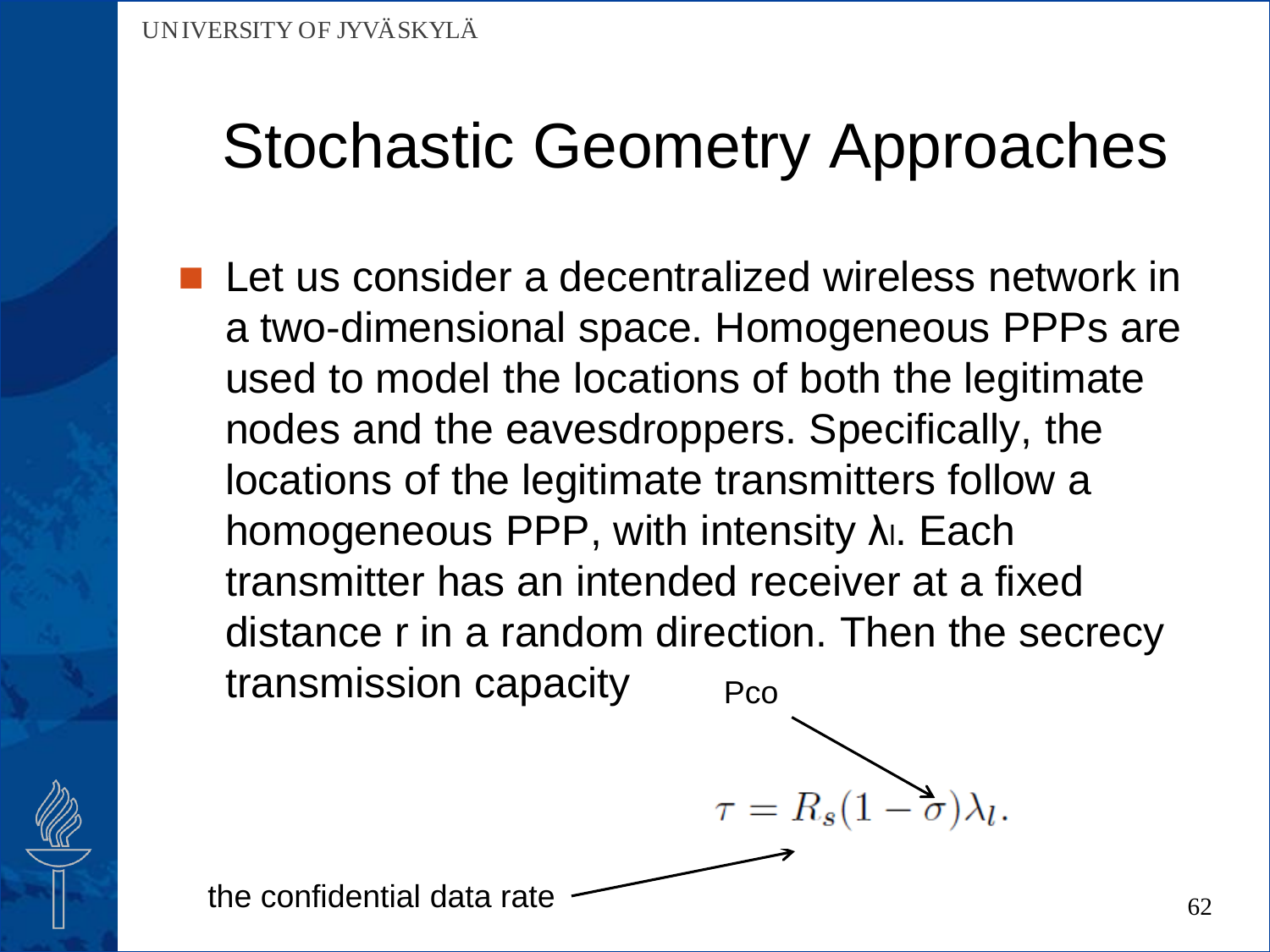# Stochastic Geometry Approaches

- Let us consider a decentralized wireless network in a two-dimensional space. Homogeneous PPPs are used to model the locations of both the legitimate nodes and the eavesdroppers. Specifically, the locations of the legitimate transmitters follow a homogeneous PPP, with intensity $\lambda_l$. Each transmitter has an intended receiver at a fixed distance r in a random direction. Then the secrecy transmission capacity

Pco

$$\tau = R_s(1 - \sigma)\lambda_l.$$

the confidential data rate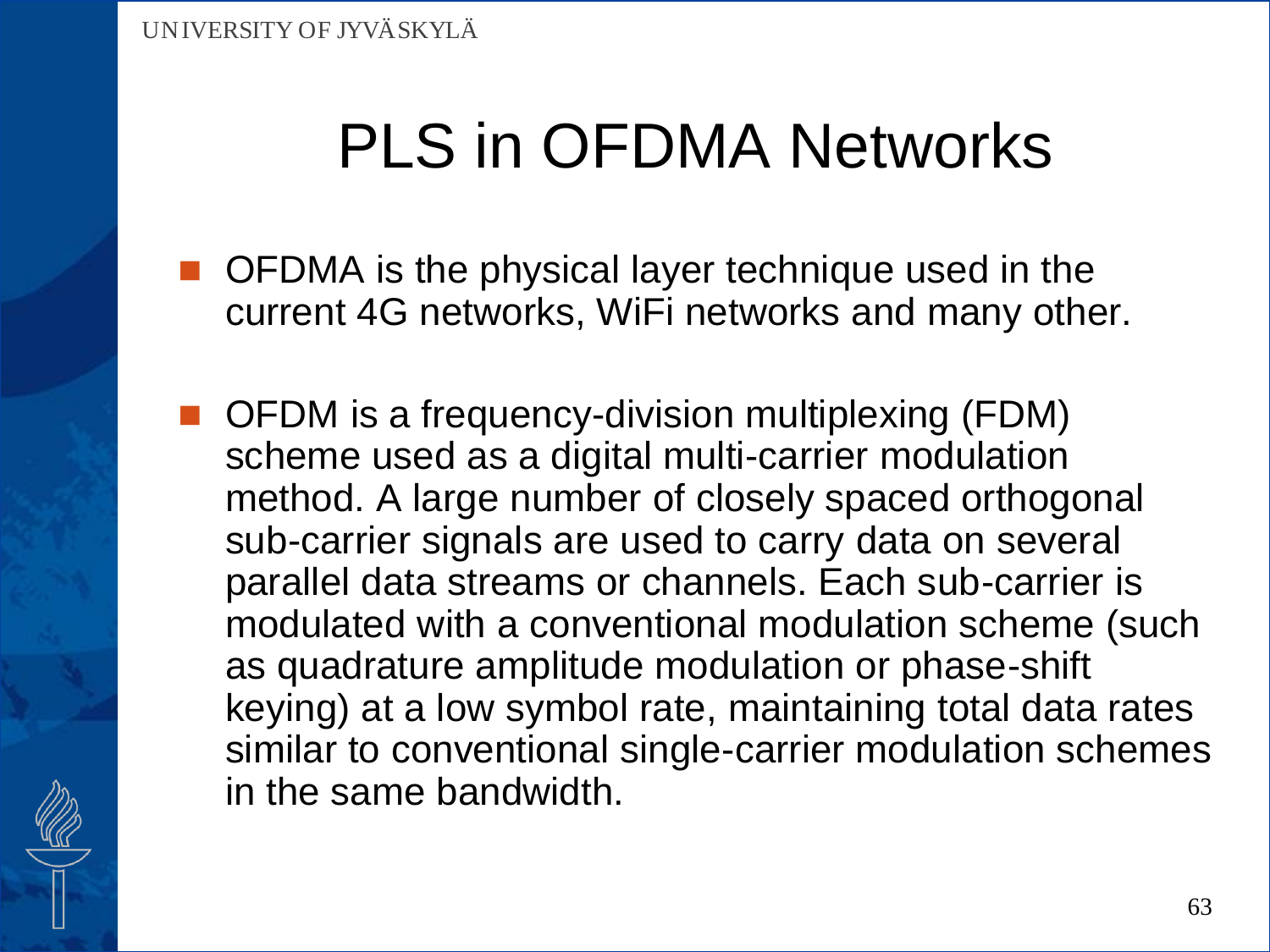# PLS in OFDMA Networks

- OFDMA is the physical layer technique used in the current 4G networks, WiFi networks and many other.
- OFDM is a frequency-division multiplexing (FDM) scheme used as a digital multi-carrier modulation method. A large number of closely spaced orthogonal sub-carrier signals are used to carry data on several parallel data streams or channels. Each sub-carrier is modulated with a conventional modulation scheme (such as quadrature amplitude modulation or phase-shift keying) at a low symbol rate, maintaining total data rates similar to conventional single-carrier modulation schemes in the same bandwidth.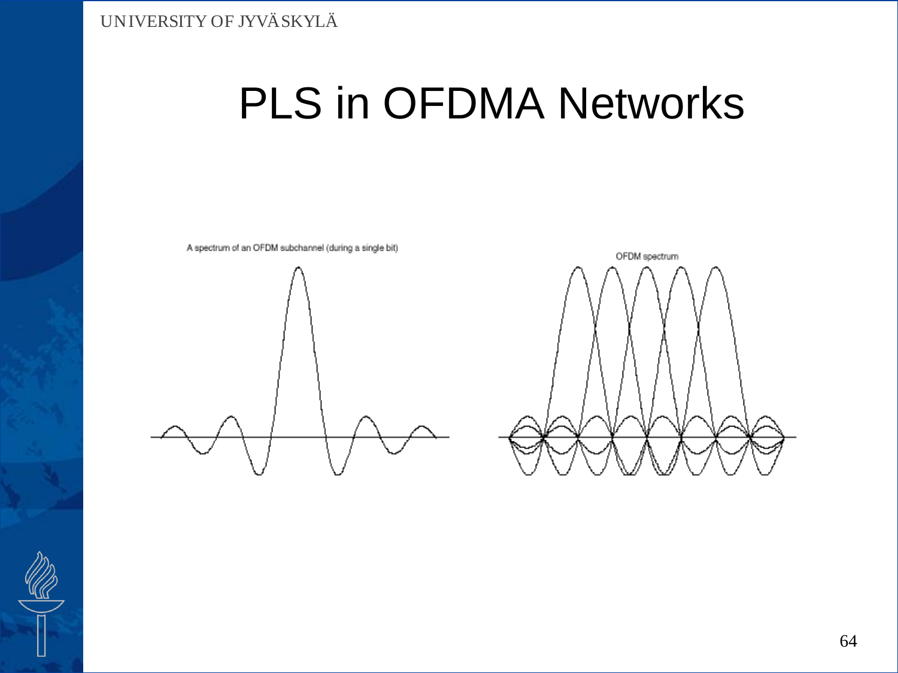# PLS in OFDMA Networks

A spectrum of an OFDM subchannel (during a single bit)

OFDM spectrum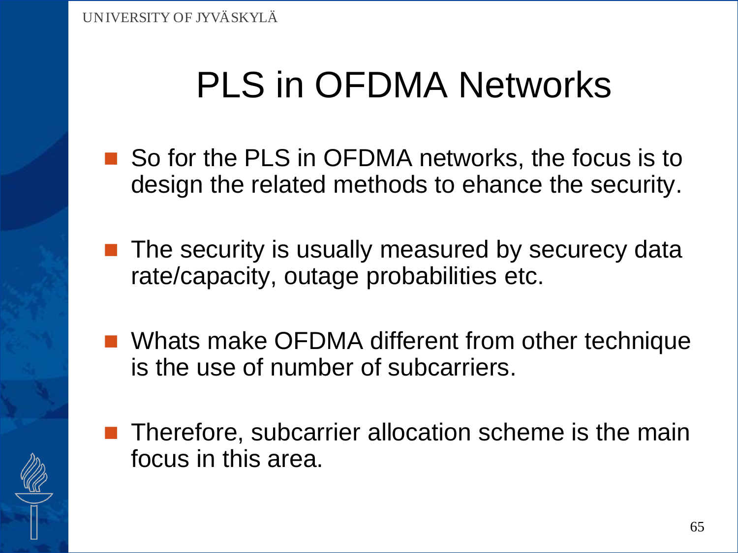# PLS in OFDMA Networks

- So for the PLS in OFDMA networks, the focus is to design the related methods to ehance the security.
- The security is usually measured by securecy data rate/capacity, outage probabilities etc.
- Whats make OFDMA different from other technique is the use of number of subcarriers.
- Therefore, subcarrier allocation scheme is the main focus in this area.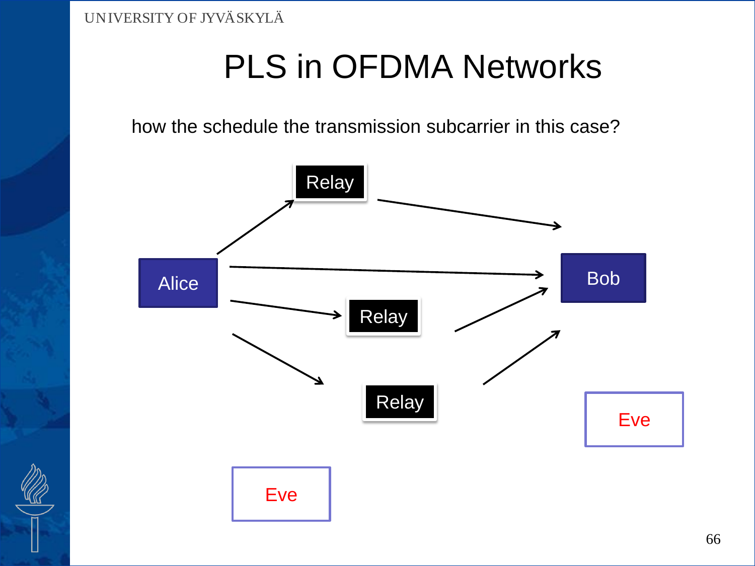# PLS in OFDMA Networks

how the schedule the transmission subcarrier in this case?

Relay

Alice

Relay

Bob

Relay

Eve

Eve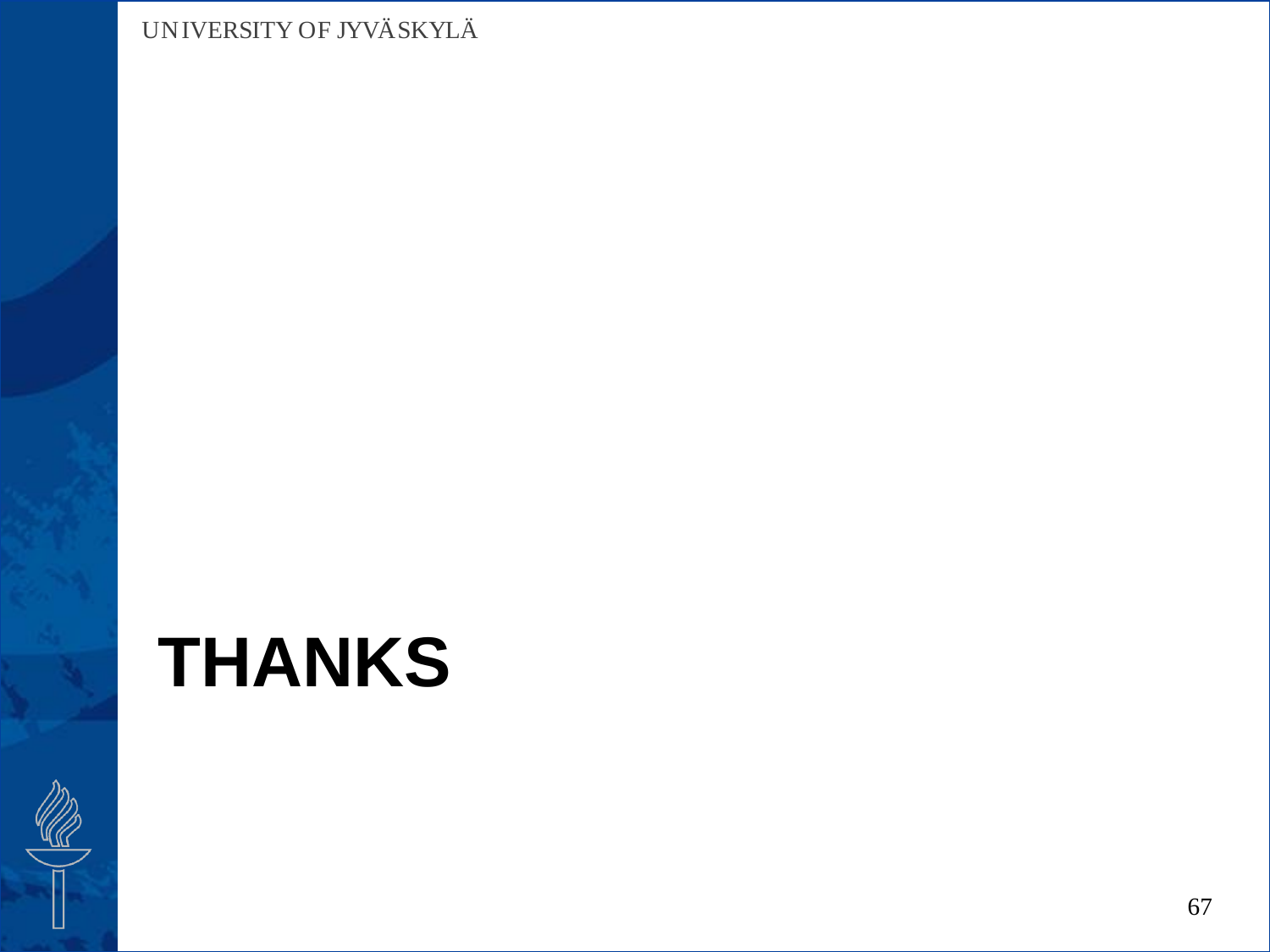# THANKS